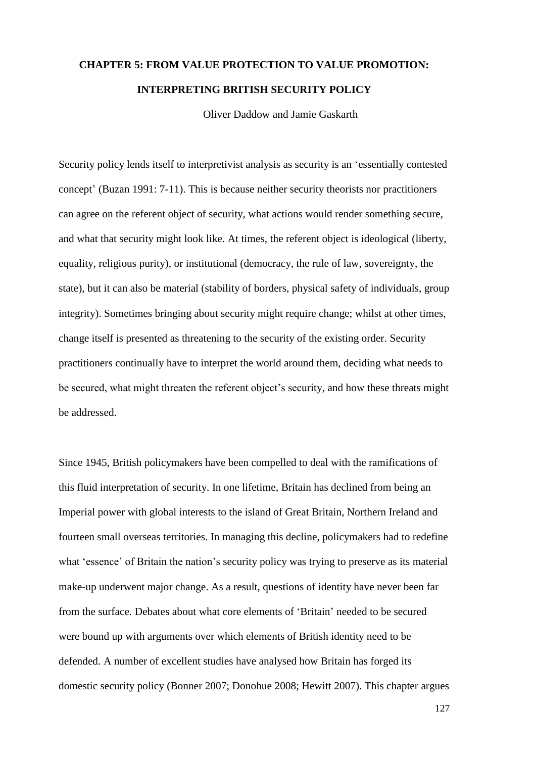# CHAPTER 5: FROM VALUE PROTECTION TO VALUE PROMOTION: INTERPRETING BRITISH SECURITY POLICY

Oliver Daddow and Jamie Gaskarth

Security policy lends itself to interpretivist analysis as security is an 'essentially contested concept' (Buzan 1991: 7-11). This is because neither security theorists nor practitioners can agree on the referent object of security, what actions would render something secure, and what that security might look like. At times, the referent object is ideological (liberty, equality, religious purity), or institutional (democracy, the rule of law, sovereignty, the state), but it can also be material (stability of borders, physical safety of individuals, group integrity). Sometimes bringing about security might require change; whilst at other times, change itself is presented as threatening to the security of the existing order. Security practitioners continually have to interpret the world around them, deciding what needs to be secured, what might threaten the referent object's security, and how these threats might be addressed.

Since 1945, British policymakers have been compelled to deal with the ramifications of this fluid interpretation of security. In one lifetime, Britain has declined from being an Imperial power with global interests to the island of Great Britain, Northern Ireland and fourteen small overseas territories. In managing this decline, policymakers had to redefine what 'essence' of Britain the nation's security policy was trying to preserve as its material make-up underwent major change. As a result, questions of identity have never been far from the surface. Debates about what core elements of 'Britain' needed to be secured were bound up with arguments over which elements of British identity need to be defended. A number of excellent studies have analysed how Britain has forged its domestic security policy (Bonner 2007; Donohue 2008; Hewitt 2007). This chapter argues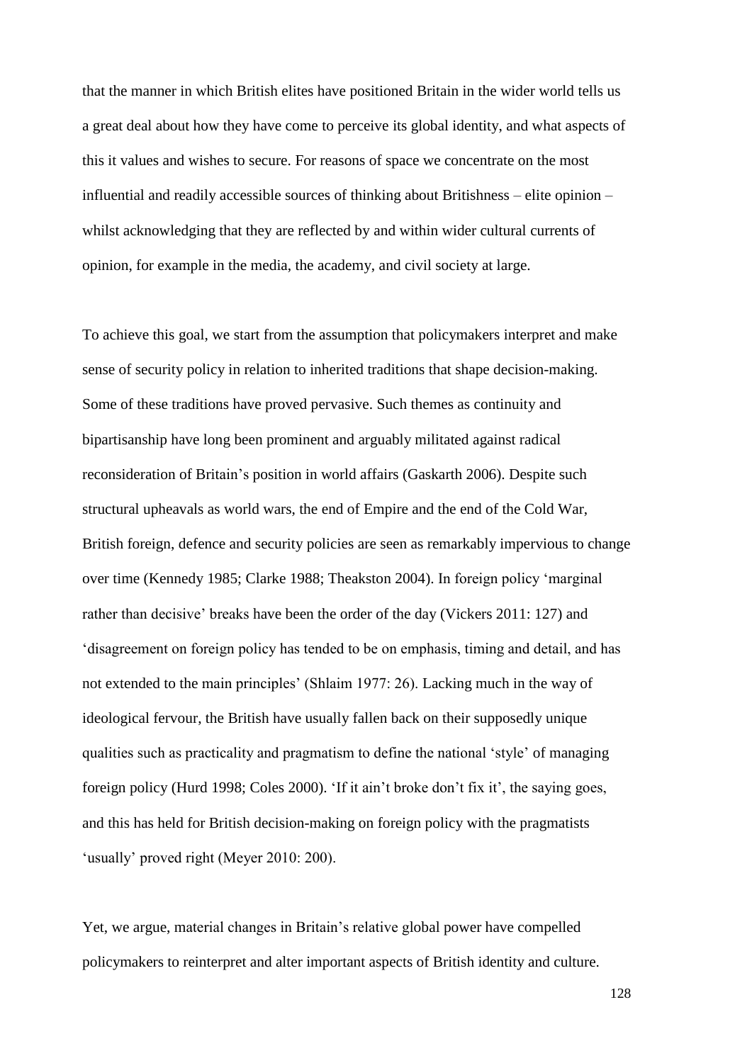that the manner in which British elites have positioned Britain in the wider world tells us a great deal about how they have come to perceive its global identity, and what aspects of this it values and wishes to secure. For reasons of space we concentrate on the most influential and readily accessible sources of thinking about Britishness – elite opinion – whilst acknowledging that they are reflected by and within wider cultural currents of opinion, for example in the media, the academy, and civil society at large.

To achieve this goal, we start from the assumption that policymakers interpret and make sense of security policy in relation to inherited traditions that shape decision-making. Some of these traditions have proved pervasive. Such themes as continuity and bipartisanship have long been prominent and arguably militated against radical reconsideration of Britain's position in world affairs (Gaskarth 2006). Despite such structural upheavals as world wars, the end of Empire and the end of the Cold War, British foreign, defence and security policies are seen as remarkably impervious to change over time (Kennedy 1985; Clarke 1988; Theakston 2004). In foreign policy 'marginal rather than decisive' breaks have been the order of the day (Vickers 2011: 127) and 'disagreement on foreign policy has tended to be on emphasis, timing and detail, and has not extended to the main principles' (Shlaim 1977: 26). Lacking much in the way of ideological fervour, the British have usually fallen back on their supposedly unique qualities such as practicality and pragmatism to define the national 'style' of managing foreign policy (Hurd 1998; Coles 2000). 'If it ain't broke don't fix it', the saying goes, and this has held for British decision-making on foreign policy with the pragmatists 'usually' proved right (Meyer 2010: 200).

Yet, we argue, material changes in Britain's relative global power have compelled policymakers to reinterpret and alter important aspects of British identity and culture.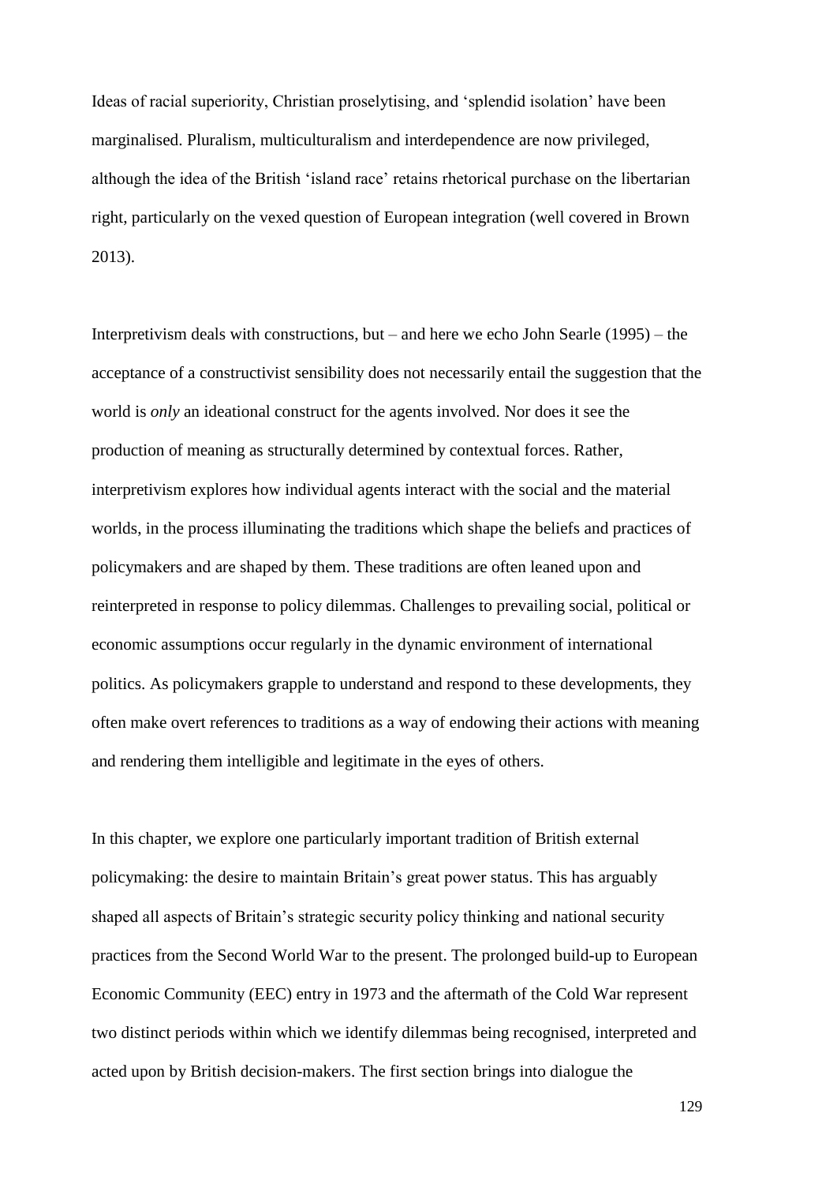Ideas of racial superiority, Christian proselytising, and 'splendid isolation' have been marginalised. Pluralism, multiculturalism and interdependence are now privileged, although the idea of the British 'island race' retains rhetorical purchase on the libertarian right, particularly on the vexed question of European integration (well covered in Brown 2013).

Interpretivism deals with constructions, but – and here we echo John Searle (1995) – the acceptance of a constructivist sensibility does not necessarily entail the suggestion that the world is *only* an ideational construct for the agents involved. Nor does it see the production of meaning as structurally determined by contextual forces. Rather, interpretivism explores how individual agents interact with the social and the material worlds, in the process illuminating the traditions which shape the beliefs and practices of policymakers and are shaped by them. These traditions are often leaned upon and reinterpreted in response to policy dilemmas. Challenges to prevailing social, political or economic assumptions occur regularly in the dynamic environment of international politics. As policymakers grapple to understand and respond to these developments, they often make overt references to traditions as a way of endowing their actions with meaning and rendering them intelligible and legitimate in the eyes of others.

In this chapter, we explore one particularly important tradition of British external policymaking: the desire to maintain Britain's great power status. This has arguably shaped all aspects of Britain's strategic security policy thinking and national security practices from the Second World War to the present. The prolonged build-up to European Economic Community (EEC) entry in 1973 and the aftermath of the Cold War represent two distinct periods within which we identify dilemmas being recognised, interpreted and acted upon by British decision-makers. The first section brings into dialogue the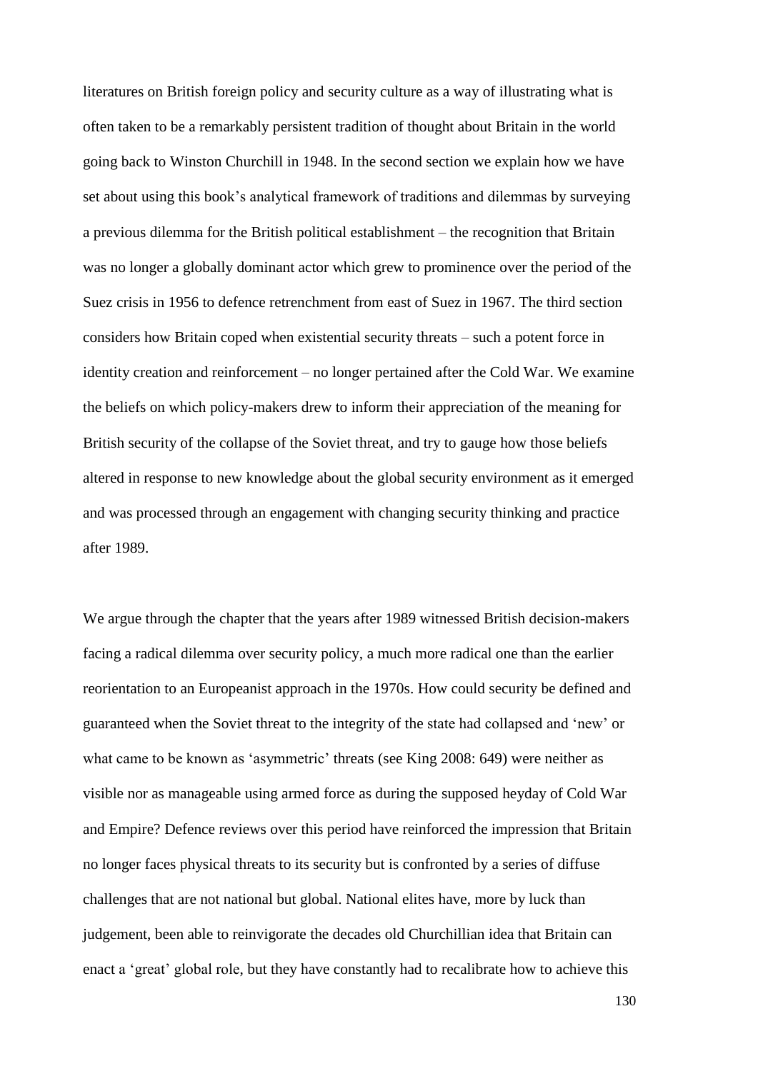literatures on British foreign policy and security culture as a way of illustrating what is often taken to be a remarkably persistent tradition of thought about Britain in the world going back to Winston Churchill in 1948. In the second section we explain how we have set about using this book's analytical framework of traditions and dilemmas by surveying a previous dilemma for the British political establishment – the recognition that Britain was no longer a globally dominant actor which grew to prominence over the period of the Suez crisis in 1956 to defence retrenchment from east of Suez in 1967. The third section considers how Britain coped when existential security threats – such a potent force in identity creation and reinforcement – no longer pertained after the Cold War. We examine the beliefs on which policy-makers drew to inform their appreciation of the meaning for British security of the collapse of the Soviet threat, and try to gauge how those beliefs altered in response to new knowledge about the global security environment as it emerged and was processed through an engagement with changing security thinking and practice after 1989.

We argue through the chapter that the years after 1989 witnessed British decision-makers facing a radical dilemma over security policy, a much more radical one than the earlier reorientation to an Europeanist approach in the 1970s. How could security be defined and guaranteed when the Soviet threat to the integrity of the state had collapsed and 'new' or what came to be known as 'asymmetric' threats (see King 2008: 649) were neither as visible nor as manageable using armed force as during the supposed heyday of Cold War and Empire? Defence reviews over this period have reinforced the impression that Britain no longer faces physical threats to its security but is confronted by a series of diffuse challenges that are not national but global. National elites have, more by luck than judgement, been able to reinvigorate the decades old Churchillian idea that Britain can enact a 'great' global role, but they have constantly had to recalibrate how to achieve this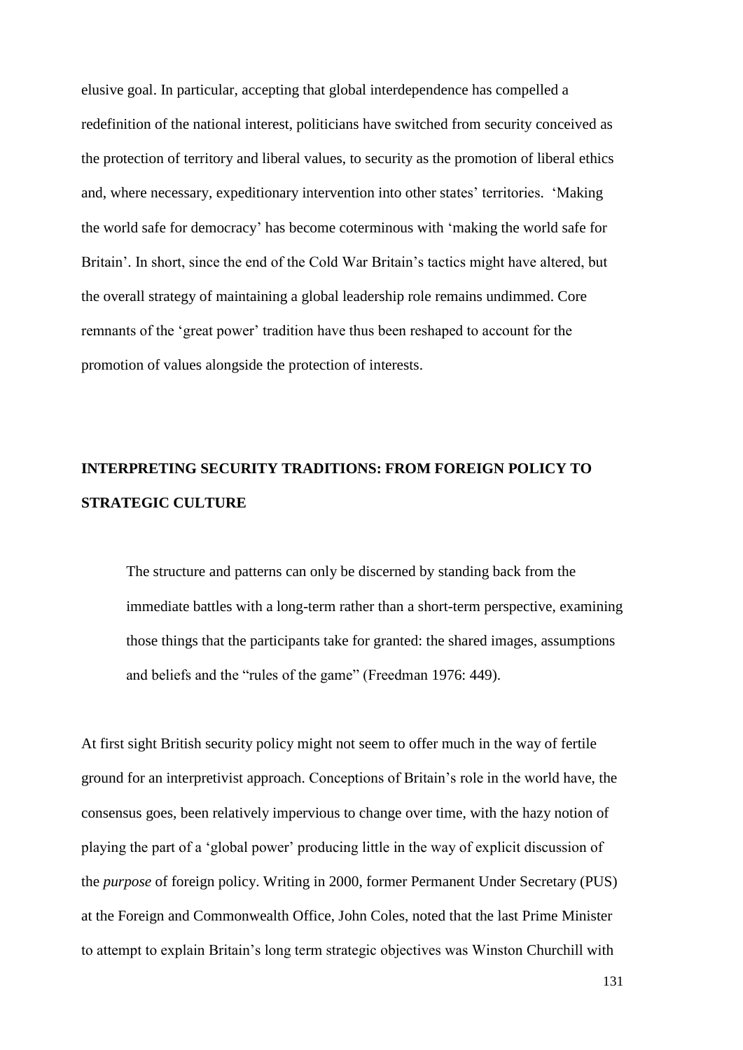elusive goal. In particular, accepting that global interdependence has compelled a redefinition of the national interest, politicians have switched from security conceived as the protection of territory and liberal values, to security as the promotion of liberal ethics and, where necessary, expeditionary intervention into other states' territories. 'Making the world safe for democracy' has become coterminous with 'making the world safe for Britain'. In short, since the end of the Cold War Britain's tactics might have altered, but the overall strategy of maintaining a global leadership role remains undimmed. Core remnants of the 'great power' tradition have thus been reshaped to account for the promotion of values alongside the protection of interests.

## INTERPRETING SECURITY TRADITIONS: FROM FOREIGN POLICY TO STRATEGIC CULTURE

> The structure and patterns can only be discerned by standing back from the immediate battles with a long-term rather than a short-term perspective, examining those things that the participants take for granted: the shared images, assumptions and beliefs and the "rules of the game" (Freedman 1976: 449).

At first sight British security policy might not seem to offer much in the way of fertile ground for an interpretivist approach. Conceptions of Britain's role in the world have, the consensus goes, been relatively impervious to change over time, with the hazy notion of playing the part of a 'global power' producing little in the way of explicit discussion of the *purpose* of foreign policy. Writing in 2000, former Permanent Under Secretary (PUS) at the Foreign and Commonwealth Office, John Coles, noted that the last Prime Minister to attempt to explain Britain's long term strategic objectives was Winston Churchill with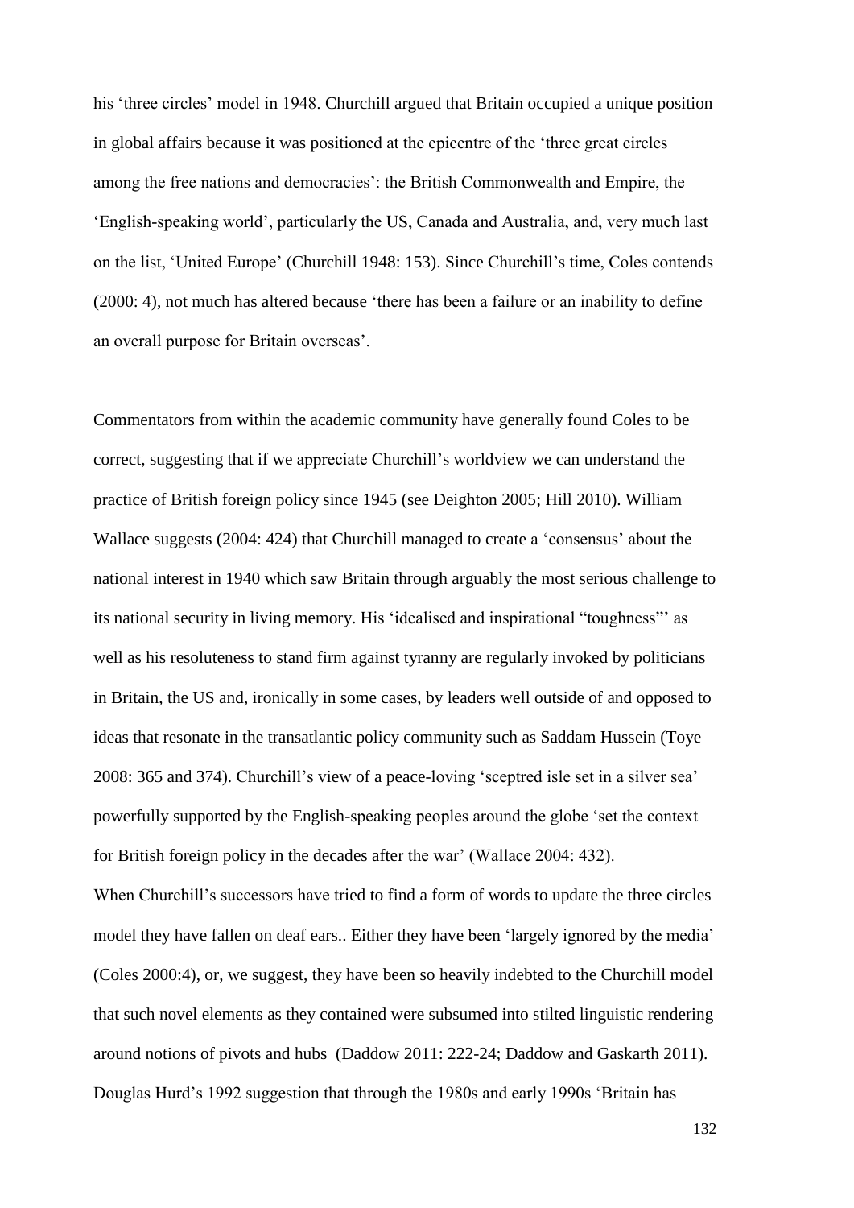his 'three circles' model in 1948. Churchill argued that Britain occupied a unique position in global affairs because it was positioned at the epicentre of the 'three great circles among the free nations and democracies': the British Commonwealth and Empire, the 'English-speaking world', particularly the US, Canada and Australia, and, very much last on the list, 'United Europe' (Churchill 1948: 153). Since Churchill's time, Coles contends (2000: 4), not much has altered because 'there has been a failure or an inability to define an overall purpose for Britain overseas'.

Commentators from within the academic community have generally found Coles to be correct, suggesting that if we appreciate Churchill's worldview we can understand the practice of British foreign policy since 1945 (see Deighton 2005; Hill 2010). William Wallace suggests (2004: 424) that Churchill managed to create a 'consensus' about the national interest in 1940 which saw Britain through arguably the most serious challenge to its national security in living memory. His 'idealised and inspirational "toughness"' as well as his resoluteness to stand firm against tyranny are regularly invoked by politicians in Britain, the US and, ironically in some cases, by leaders well outside of and opposed to ideas that resonate in the transatlantic policy community such as Saddam Hussein (Toye 2008: 365 and 374). Churchill's view of a peace-loving 'sceptred isle set in a silver sea' powerfully supported by the English-speaking peoples around the globe 'set the context for British foreign policy in the decades after the war' (Wallace 2004: 432).
When Churchill's successors have tried to find a form of words to update the three circles model they have fallen on deaf ears.. Either they have been 'largely ignored by the media' (Coles 2000:4), or, we suggest, they have been so heavily indebted to the Churchill model that such novel elements as they contained were subsumed into stilted linguistic rendering around notions of pivots and hubs (Daddow 2011: 222-24; Daddow and Gaskarth 2011). Douglas Hurd's 1992 suggestion that through the 1980s and early 1990s 'Britain has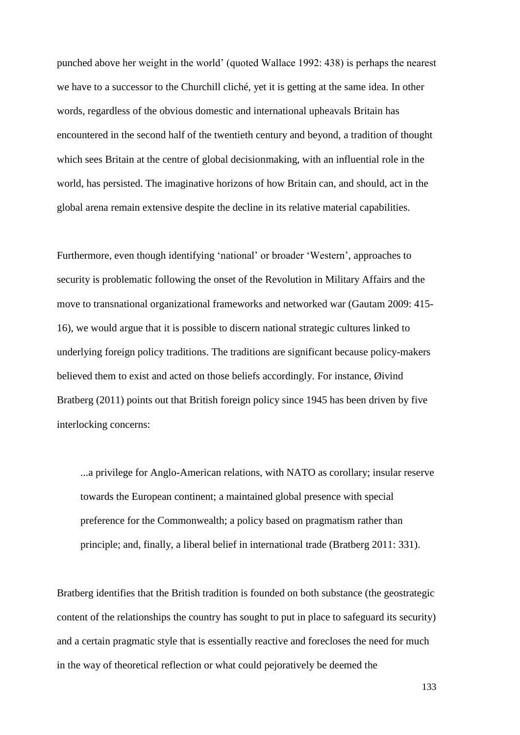punched above her weight in the world' (quoted Wallace 1992: 438) is perhaps the nearest we have to a successor to the Churchill cliché, yet it is getting at the same idea. In other words, regardless of the obvious domestic and international upheavals Britain has encountered in the second half of the twentieth century and beyond, a tradition of thought which sees Britain at the centre of global decisionmaking, with an influential role in the world, has persisted. The imaginative horizons of how Britain can, and should, act in the global arena remain extensive despite the decline in its relative material capabilities.

Furthermore, even though identifying 'national' or broader 'Western', approaches to security is problematic following the onset of the Revolution in Military Affairs and the move to transnational organizational frameworks and networked war (Gautam 2009: 415-16), we would argue that it is possible to discern national strategic cultures linked to underlying foreign policy traditions. The traditions are significant because policy-makers believed them to exist and acted on those beliefs accordingly. For instance, Øivind Bratberg (2011) points out that British foreign policy since 1945 has been driven by five interlocking concerns:

> ...a privilege for Anglo-American relations, with NATO as corollary; insular reserve towards the European continent; a maintained global presence with special preference for the Commonwealth; a policy based on pragmatism rather than principle; and, finally, a liberal belief in international trade (Bratberg 2011: 331).

Bratberg identifies that the British tradition is founded on both substance (the geostrategic content of the relationships the country has sought to put in place to safeguard its security) and a certain pragmatic style that is essentially reactive and forecloses the need for much in the way of theoretical reflection or what could pejoratively be deemed the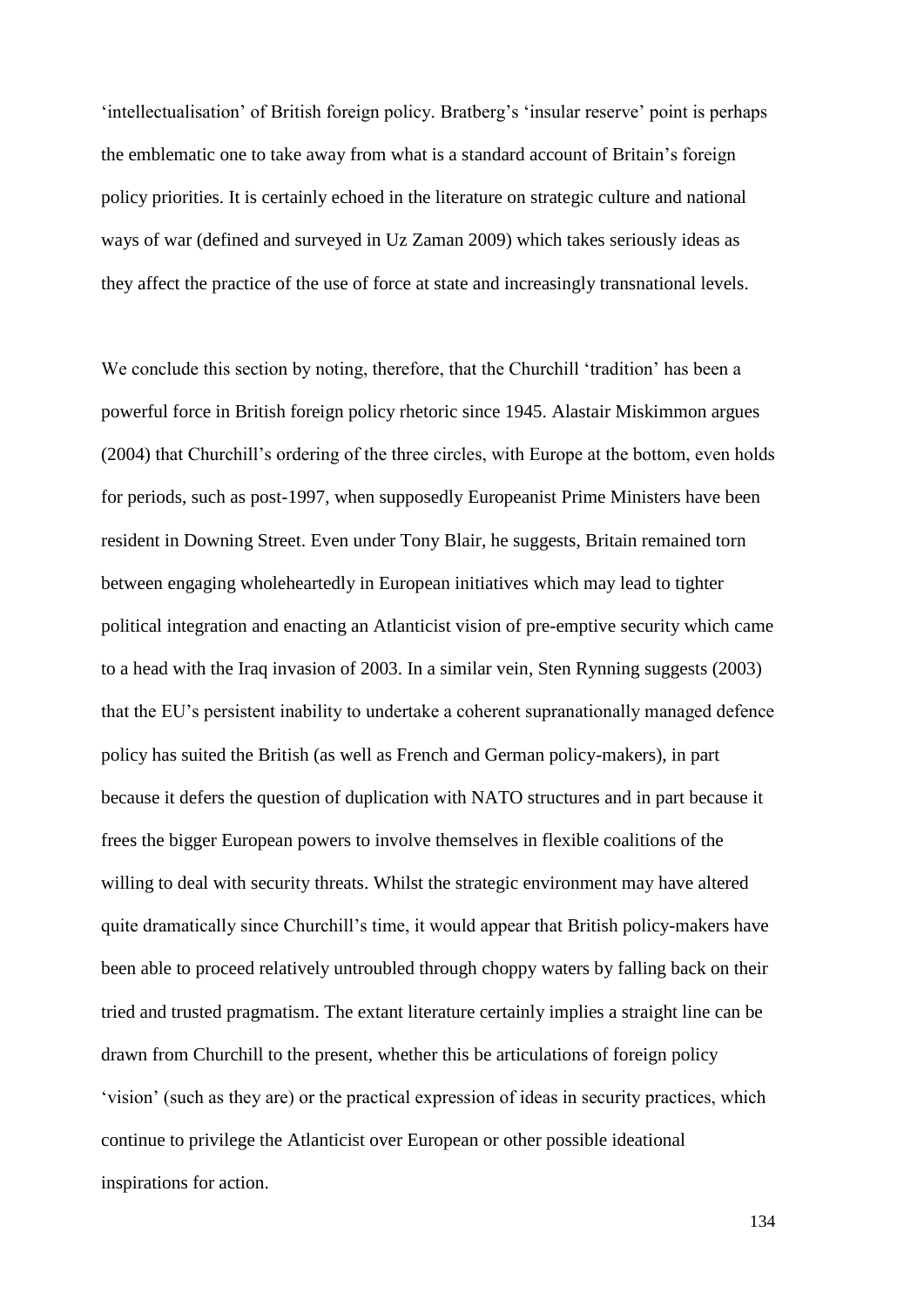'intellectualisation' of British foreign policy. Bratberg's 'insular reserve' point is perhaps the emblematic one to take away from what is a standard account of Britain's foreign policy priorities. It is certainly echoed in the literature on strategic culture and national ways of war (defined and surveyed in Uz Zaman 2009) which takes seriously ideas as they affect the practice of the use of force at state and increasingly transnational levels.

We conclude this section by noting, therefore, that the Churchill 'tradition' has been a powerful force in British foreign policy rhetoric since 1945. Alastair Miskimmon argues (2004) that Churchill's ordering of the three circles, with Europe at the bottom, even holds for periods, such as post-1997, when supposedly Europeanist Prime Ministers have been resident in Downing Street. Even under Tony Blair, he suggests, Britain remained torn between engaging wholeheartedly in European initiatives which may lead to tighter political integration and enacting an Atlanticist vision of pre-emptive security which came to a head with the Iraq invasion of 2003. In a similar vein, Sten Rynning suggests (2003) that the EU's persistent inability to undertake a coherent supranationally managed defence policy has suited the British (as well as French and German policy-makers), in part because it defers the question of duplication with NATO structures and in part because it frees the bigger European powers to involve themselves in flexible coalitions of the willing to deal with security threats. Whilst the strategic environment may have altered quite dramatically since Churchill's time, it would appear that British policy-makers have been able to proceed relatively untroubled through choppy waters by falling back on their tried and trusted pragmatism. The extant literature certainly implies a straight line can be drawn from Churchill to the present, whether this be articulations of foreign policy 'vision' (such as they are) or the practical expression of ideas in security practices, which continue to privilege the Atlanticist over European or other possible ideational inspirations for action.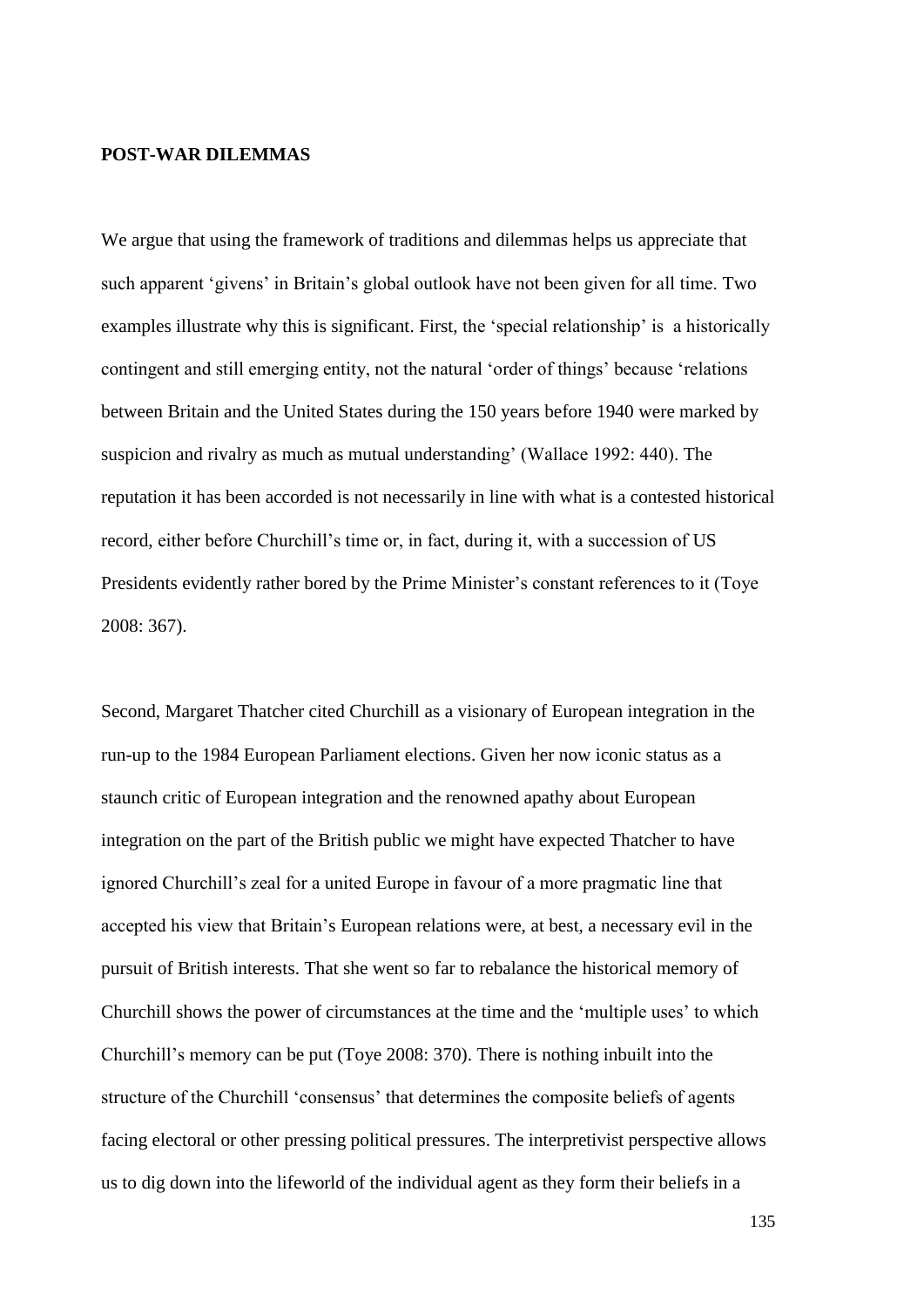**POST-WAR DILEMMAS**

We argue that using the framework of traditions and dilemmas helps us appreciate that such apparent 'givens' in Britain's global outlook have not been given for all time. Two examples illustrate why this is significant. First, the 'special relationship' is a historically contingent and still emerging entity, not the natural 'order of things' because 'relations between Britain and the United States during the 150 years before 1940 were marked by suspicion and rivalry as much as mutual understanding' (Wallace 1992: 440). The reputation it has been accorded is not necessarily in line with what is a contested historical record, either before Churchill's time or, in fact, during it, with a succession of US Presidents evidently rather bored by the Prime Minister's constant references to it (Toye 2008: 367).

Second, Margaret Thatcher cited Churchill as a visionary of European integration in the run-up to the 1984 European Parliament elections. Given her now iconic status as a staunch critic of European integration and the renowned apathy about European integration on the part of the British public we might have expected Thatcher to have ignored Churchill's zeal for a united Europe in favour of a more pragmatic line that accepted his view that Britain's European relations were, at best, a necessary evil in the pursuit of British interests. That she went so far to rebalance the historical memory of Churchill shows the power of circumstances at the time and the 'multiple uses' to which Churchill's memory can be put (Toye 2008: 370). There is nothing inbuilt into the structure of the Churchill 'consensus' that determines the composite beliefs of agents facing electoral or other pressing political pressures. The interpretivist perspective allows us to dig down into the lifeworld of the individual agent as they form their beliefs in a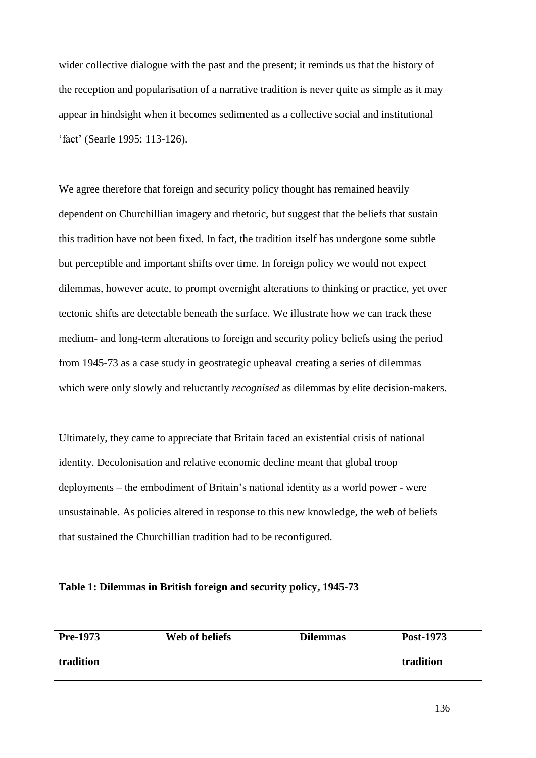wider collective dialogue with the past and the present; it reminds us that the history of the reception and popularisation of a narrative tradition is never quite as simple as it may appear in hindsight when it becomes sedimented as a collective social and institutional 'fact' (Searle 1995: 113-126).

We agree therefore that foreign and security policy thought has remained heavily dependent on Churchillian imagery and rhetoric, but suggest that the beliefs that sustain this tradition have not been fixed. In fact, the tradition itself has undergone some subtle but perceptible and important shifts over time. In foreign policy we would not expect dilemmas, however acute, to prompt overnight alterations to thinking or practice, yet over tectonic shifts are detectable beneath the surface. We illustrate how we can track these medium- and long-term alterations to foreign and security policy beliefs using the period from 1945-73 as a case study in geostrategic upheaval creating a series of dilemmas which were only slowly and reluctantly *recognised* as dilemmas by elite decision-makers.

Ultimately, they came to appreciate that Britain faced an existential crisis of national identity. Decolonisation and relative economic decline meant that global troop deployments – the embodiment of Britain's national identity as a world power - were unsustainable. As policies altered in response to this new knowledge, the web of beliefs that sustained the Churchillian tradition had to be reconfigured.

**Table 1: Dilemmas in British foreign and security policy, 1945-73**

| Pre-1973 tradition | Web of beliefs | Dilemmas | Post-1973 tradition |
|---|---|---|---|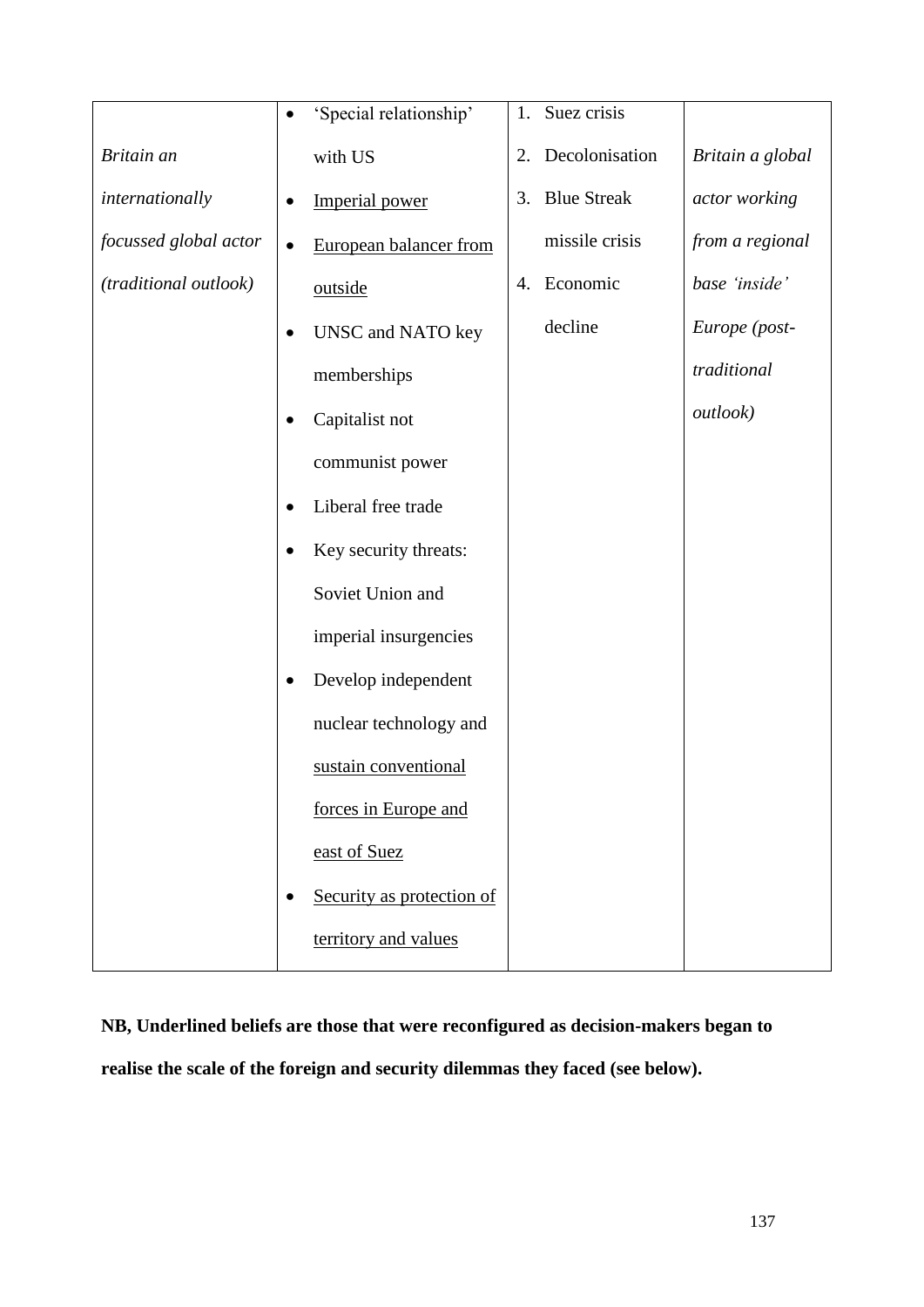| | | | |
|---|---|---|---|
| *Britain an internationally focussed global actor (traditional outlook)* | • 'Special relationship' with US<br>• <u>Imperial power</u><br>• <u>European balancer from outside</u><br>• UNSC and NATO key memberships<br>• Capitalist not communist power<br>• Liberal free trade<br>• Key security threats: Soviet Union and imperial insurgencies<br>• Develop independent nuclear technology and <u>sustain conventional forces in Europe and east of Suez</u><br>• <u>Security as protection of territory and values</u> | 1. Suez crisis<br>2. Decolonisation<br>3. Blue Streak missile crisis<br>4. Economic decline | *Britain a global actor working from a regional base 'inside' Europe (post-traditional outlook)* |

**NB, Underlined beliefs are those that were reconfigured as decision-makers began to realise the scale of the foreign and security dilemmas they faced (see below).**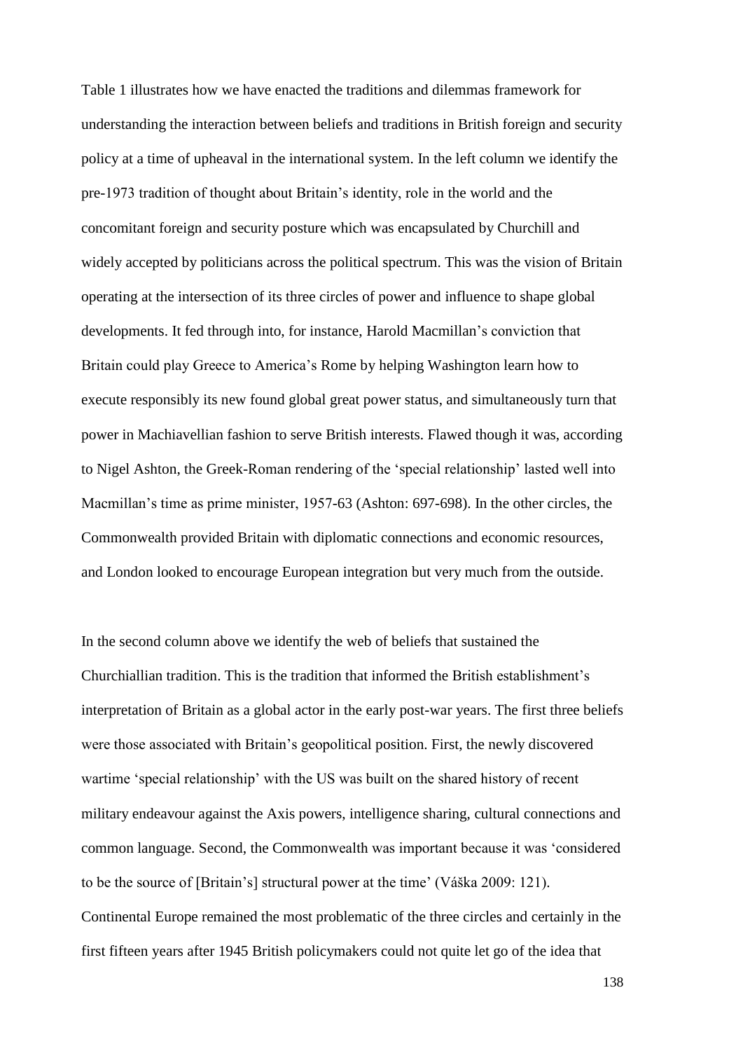Table 1 illustrates how we have enacted the traditions and dilemmas framework for understanding the interaction between beliefs and traditions in British foreign and security policy at a time of upheaval in the international system. In the left column we identify the pre-1973 tradition of thought about Britain's identity, role in the world and the concomitant foreign and security posture which was encapsulated by Churchill and widely accepted by politicians across the political spectrum. This was the vision of Britain operating at the intersection of its three circles of power and influence to shape global developments. It fed through into, for instance, Harold Macmillan's conviction that Britain could play Greece to America's Rome by helping Washington learn how to execute responsibly its new found global great power status, and simultaneously turn that power in Machiavellian fashion to serve British interests. Flawed though it was, according to Nigel Ashton, the Greek-Roman rendering of the 'special relationship' lasted well into Macmillan's time as prime minister, 1957-63 (Ashton: 697-698). In the other circles, the Commonwealth provided Britain with diplomatic connections and economic resources, and London looked to encourage European integration but very much from the outside.

In the second column above we identify the web of beliefs that sustained the Churchiallian tradition. This is the tradition that informed the British establishment's interpretation of Britain as a global actor in the early post-war years. The first three beliefs were those associated with Britain's geopolitical position. First, the newly discovered wartime 'special relationship' with the US was built on the shared history of recent military endeavour against the Axis powers, intelligence sharing, cultural connections and common language. Second, the Commonwealth was important because it was 'considered to be the source of [Britain's] structural power at the time' (Váška 2009: 121). Continental Europe remained the most problematic of the three circles and certainly in the first fifteen years after 1945 British policymakers could not quite let go of the idea that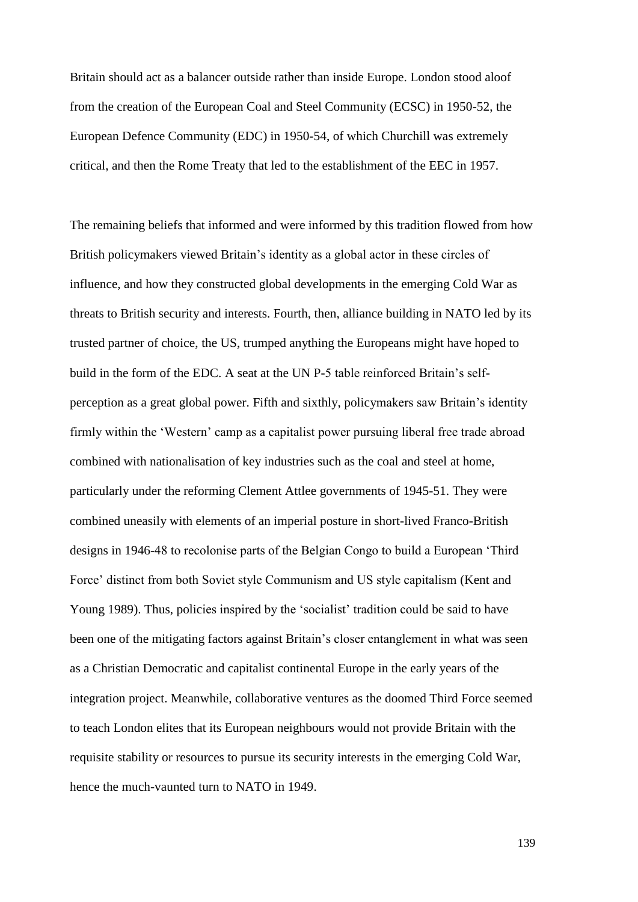Britain should act as a balancer outside rather than inside Europe. London stood aloof from the creation of the European Coal and Steel Community (ECSC) in 1950-52, the European Defence Community (EDC) in 1950-54, of which Churchill was extremely critical, and then the Rome Treaty that led to the establishment of the EEC in 1957.

The remaining beliefs that informed and were informed by this tradition flowed from how British policymakers viewed Britain's identity as a global actor in these circles of influence, and how they constructed global developments in the emerging Cold War as threats to British security and interests. Fourth, then, alliance building in NATO led by its trusted partner of choice, the US, trumped anything the Europeans might have hoped to build in the form of the EDC. A seat at the UN P-5 table reinforced Britain's self-perception as a great global power. Fifth and sixthly, policymakers saw Britain's identity firmly within the 'Western' camp as a capitalist power pursuing liberal free trade abroad combined with nationalisation of key industries such as the coal and steel at home, particularly under the reforming Clement Attlee governments of 1945-51. They were combined uneasily with elements of an imperial posture in short-lived Franco-British designs in 1946-48 to recolonise parts of the Belgian Congo to build a European 'Third Force' distinct from both Soviet style Communism and US style capitalism (Kent and Young 1989). Thus, policies inspired by the 'socialist' tradition could be said to have been one of the mitigating factors against Britain's closer entanglement in what was seen as a Christian Democratic and capitalist continental Europe in the early years of the integration project. Meanwhile, collaborative ventures as the doomed Third Force seemed to teach London elites that its European neighbours would not provide Britain with the requisite stability or resources to pursue its security interests in the emerging Cold War, hence the much-vaunted turn to NATO in 1949.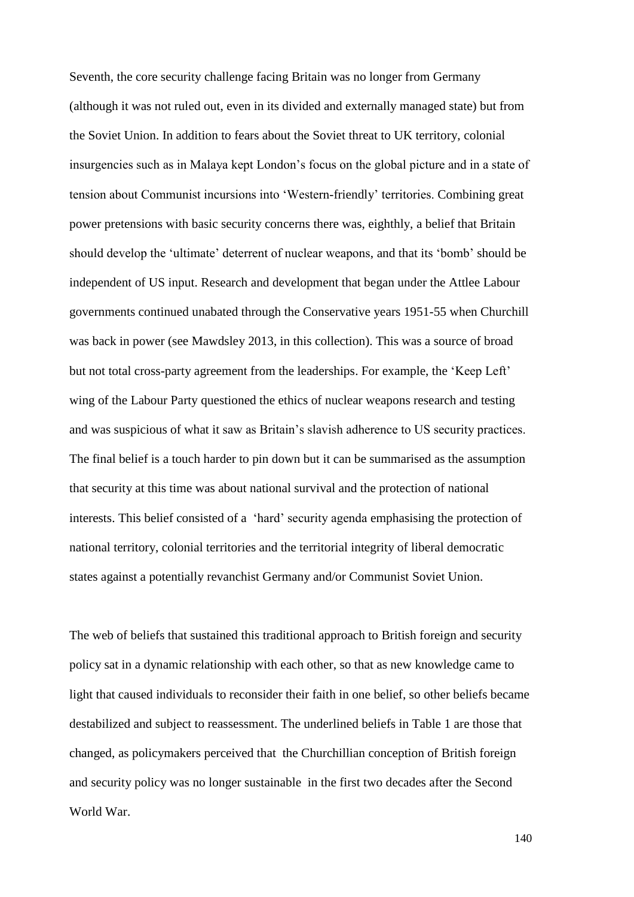Seventh, the core security challenge facing Britain was no longer from Germany (although it was not ruled out, even in its divided and externally managed state) but from the Soviet Union. In addition to fears about the Soviet threat to UK territory, colonial insurgencies such as in Malaya kept London's focus on the global picture and in a state of tension about Communist incursions into 'Western-friendly' territories. Combining great power pretensions with basic security concerns there was, eighthly, a belief that Britain should develop the 'ultimate' deterrent of nuclear weapons, and that its 'bomb' should be independent of US input. Research and development that began under the Attlee Labour governments continued unabated through the Conservative years 1951-55 when Churchill was back in power (see Mawdsley 2013, in this collection). This was a source of broad but not total cross-party agreement from the leaderships. For example, the 'Keep Left' wing of the Labour Party questioned the ethics of nuclear weapons research and testing and was suspicious of what it saw as Britain's slavish adherence to US security practices. The final belief is a touch harder to pin down but it can be summarised as the assumption that security at this time was about national survival and the protection of national interests. This belief consisted of a 'hard' security agenda emphasising the protection of national territory, colonial territories and the territorial integrity of liberal democratic states against a potentially revanchist Germany and/or Communist Soviet Union.

The web of beliefs that sustained this traditional approach to British foreign and security policy sat in a dynamic relationship with each other, so that as new knowledge came to light that caused individuals to reconsider their faith in one belief, so other beliefs became destabilized and subject to reassessment. The underlined beliefs in Table 1 are those that changed, as policymakers perceived that the Churchillian conception of British foreign and security policy was no longer sustainable in the first two decades after the Second World War.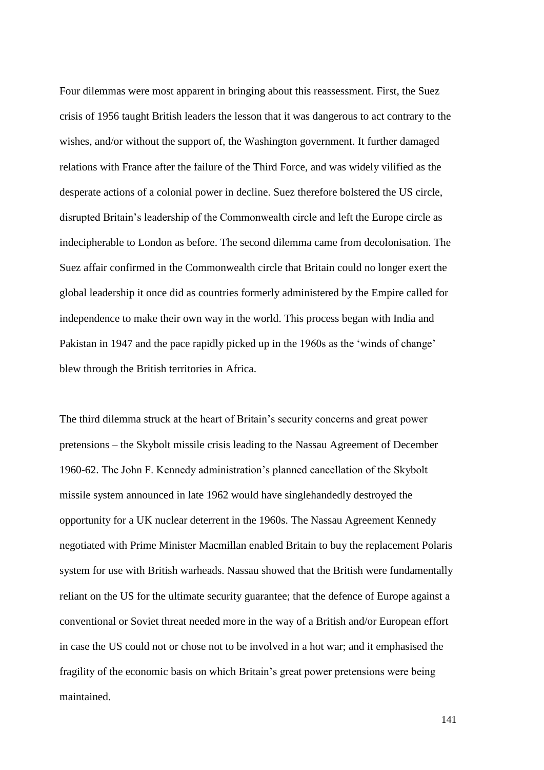Four dilemmas were most apparent in bringing about this reassessment. First, the Suez crisis of 1956 taught British leaders the lesson that it was dangerous to act contrary to the wishes, and/or without the support of, the Washington government. It further damaged relations with France after the failure of the Third Force, and was widely vilified as the desperate actions of a colonial power in decline. Suez therefore bolstered the US circle, disrupted Britain's leadership of the Commonwealth circle and left the Europe circle as indecipherable to London as before. The second dilemma came from decolonisation. The Suez affair confirmed in the Commonwealth circle that Britain could no longer exert the global leadership it once did as countries formerly administered by the Empire called for independence to make their own way in the world. This process began with India and Pakistan in 1947 and the pace rapidly picked up in the 1960s as the 'winds of change' blew through the British territories in Africa.

The third dilemma struck at the heart of Britain's security concerns and great power pretensions – the Skybolt missile crisis leading to the Nassau Agreement of December 1960-62. The John F. Kennedy administration's planned cancellation of the Skybolt missile system announced in late 1962 would have singlehandedly destroyed the opportunity for a UK nuclear deterrent in the 1960s. The Nassau Agreement Kennedy negotiated with Prime Minister Macmillan enabled Britain to buy the replacement Polaris system for use with British warheads. Nassau showed that the British were fundamentally reliant on the US for the ultimate security guarantee; that the defence of Europe against a conventional or Soviet threat needed more in the way of a British and/or European effort in case the US could not or chose not to be involved in a hot war; and it emphasised the fragility of the economic basis on which Britain's great power pretensions were being maintained.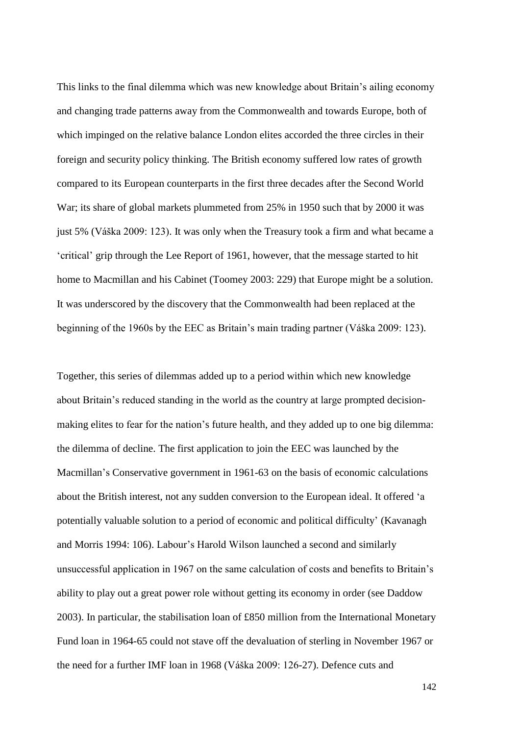This links to the final dilemma which was new knowledge about Britain's ailing economy and changing trade patterns away from the Commonwealth and towards Europe, both of which impinged on the relative balance London elites accorded the three circles in their foreign and security policy thinking. The British economy suffered low rates of growth compared to its European counterparts in the first three decades after the Second World War; its share of global markets plummeted from 25% in 1950 such that by 2000 it was just 5% (Váška 2009: 123). It was only when the Treasury took a firm and what became a 'critical' grip through the Lee Report of 1961, however, that the message started to hit home to Macmillan and his Cabinet (Toomey 2003: 229) that Europe might be a solution. It was underscored by the discovery that the Commonwealth had been replaced at the beginning of the 1960s by the EEC as Britain's main trading partner (Váška 2009: 123).

Together, this series of dilemmas added up to a period within which new knowledge about Britain's reduced standing in the world as the country at large prompted decision-making elites to fear for the nation's future health, and they added up to one big dilemma: the dilemma of decline. The first application to join the EEC was launched by the Macmillan's Conservative government in 1961-63 on the basis of economic calculations about the British interest, not any sudden conversion to the European ideal. It offered 'a potentially valuable solution to a period of economic and political difficulty' (Kavanagh and Morris 1994: 106). Labour's Harold Wilson launched a second and similarly unsuccessful application in 1967 on the same calculation of costs and benefits to Britain's ability to play out a great power role without getting its economy in order (see Daddow 2003). In particular, the stabilisation loan of £850 million from the International Monetary Fund loan in 1964-65 could not stave off the devaluation of sterling in November 1967 or the need for a further IMF loan in 1968 (Váška 2009: 126-27). Defence cuts and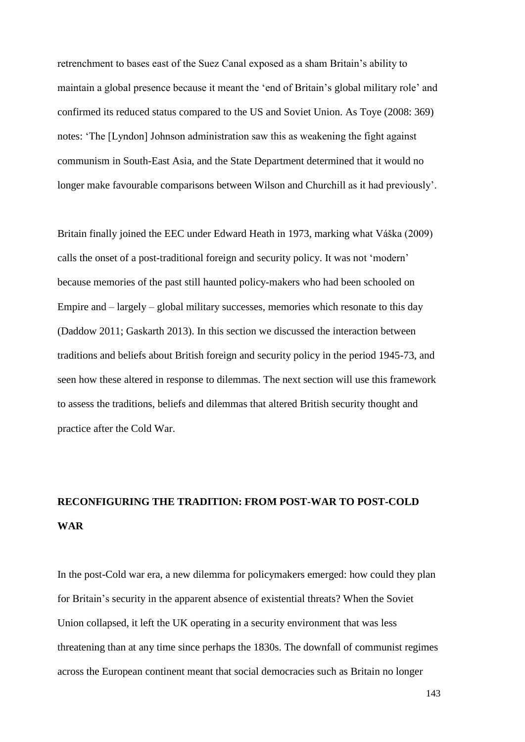retrenchment to bases east of the Suez Canal exposed as a sham Britain's ability to maintain a global presence because it meant the 'end of Britain's global military role' and confirmed its reduced status compared to the US and Soviet Union. As Toye (2008: 369) notes: 'The [Lyndon] Johnson administration saw this as weakening the fight against communism in South-East Asia, and the State Department determined that it would no longer make favourable comparisons between Wilson and Churchill as it had previously'.

Britain finally joined the EEC under Edward Heath in 1973, marking what Váška (2009) calls the onset of a post-traditional foreign and security policy. It was not 'modern' because memories of the past still haunted policy-makers who had been schooled on Empire and – largely – global military successes, memories which resonate to this day (Daddow 2011; Gaskarth 2013). In this section we discussed the interaction between traditions and beliefs about British foreign and security policy in the period 1945-73, and seen how these altered in response to dilemmas. The next section will use this framework to assess the traditions, beliefs and dilemmas that altered British security thought and practice after the Cold War.

## RECONFIGURING THE TRADITION: FROM POST-WAR TO POST-COLD WAR

In the post-Cold war era, a new dilemma for policymakers emerged: how could they plan for Britain's security in the apparent absence of existential threats? When the Soviet Union collapsed, it left the UK operating in a security environment that was less threatening than at any time since perhaps the 1830s. The downfall of communist regimes across the European continent meant that social democracies such as Britain no longer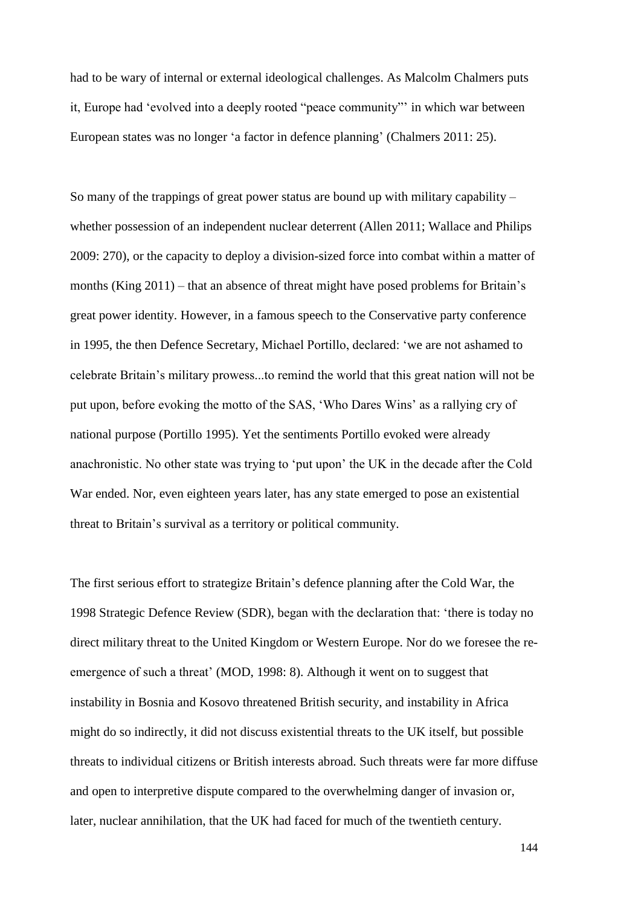had to be wary of internal or external ideological challenges. As Malcolm Chalmers puts it, Europe had 'evolved into a deeply rooted "peace community"' in which war between European states was no longer 'a factor in defence planning' (Chalmers 2011: 25).

So many of the trappings of great power status are bound up with military capability – whether possession of an independent nuclear deterrent (Allen 2011; Wallace and Philips 2009: 270), or the capacity to deploy a division-sized force into combat within a matter of months (King 2011) – that an absence of threat might have posed problems for Britain's great power identity. However, in a famous speech to the Conservative party conference in 1995, the then Defence Secretary, Michael Portillo, declared: 'we are not ashamed to celebrate Britain's military prowess...to remind the world that this great nation will not be put upon, before evoking the motto of the SAS, 'Who Dares Wins' as a rallying cry of national purpose (Portillo 1995). Yet the sentiments Portillo evoked were already anachronistic. No other state was trying to 'put upon' the UK in the decade after the Cold War ended. Nor, even eighteen years later, has any state emerged to pose an existential threat to Britain's survival as a territory or political community.

The first serious effort to strategize Britain's defence planning after the Cold War, the 1998 Strategic Defence Review (SDR), began with the declaration that: 'there is today no direct military threat to the United Kingdom or Western Europe. Nor do we foresee the re-emergence of such a threat' (MOD, 1998: 8). Although it went on to suggest that instability in Bosnia and Kosovo threatened British security, and instability in Africa might do so indirectly, it did not discuss existential threats to the UK itself, but possible threats to individual citizens or British interests abroad. Such threats were far more diffuse and open to interpretive dispute compared to the overwhelming danger of invasion or, later, nuclear annihilation, that the UK had faced for much of the twentieth century.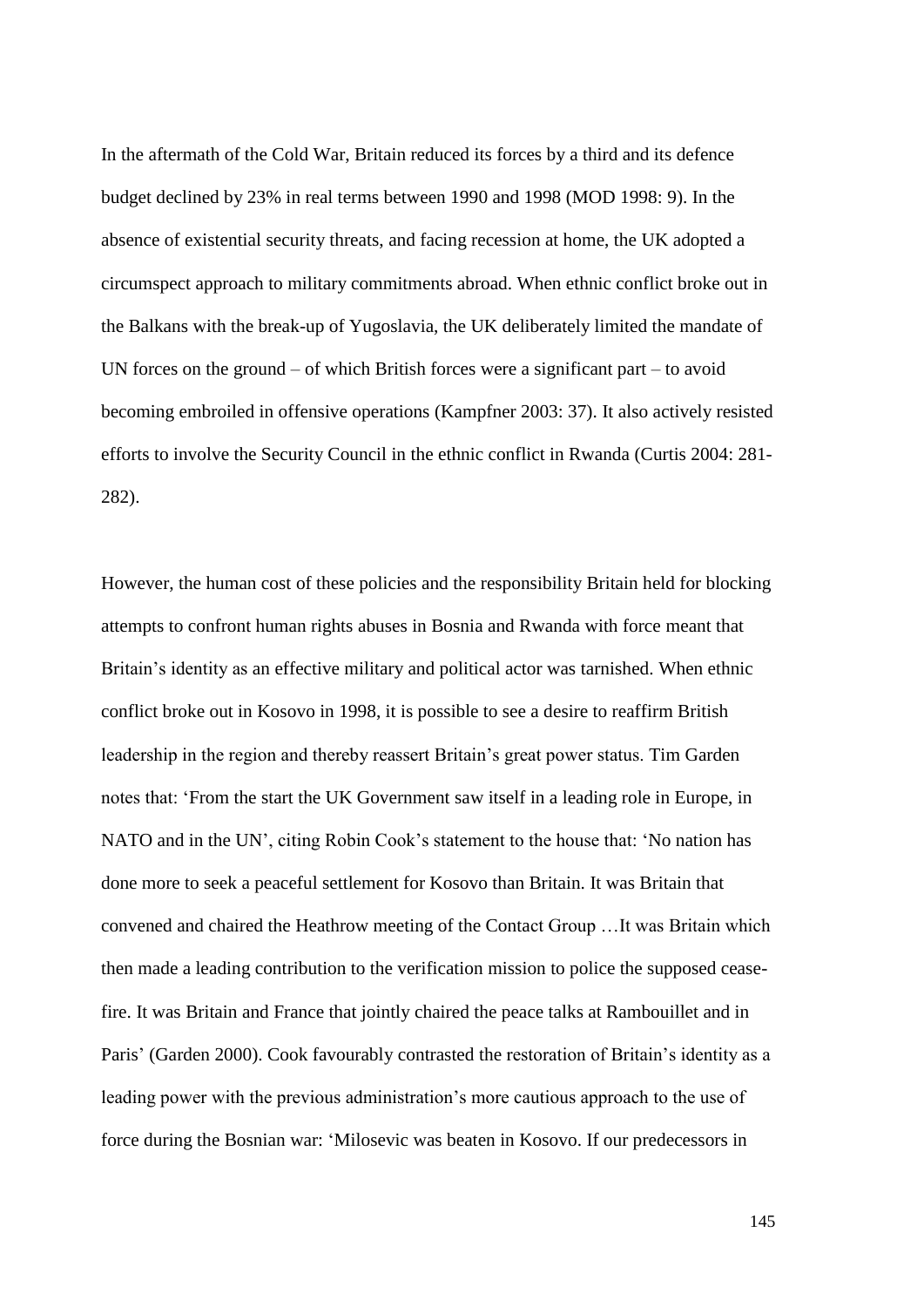In the aftermath of the Cold War, Britain reduced its forces by a third and its defence budget declined by 23% in real terms between 1990 and 1998 (MOD 1998: 9). In the absence of existential security threats, and facing recession at home, the UK adopted a circumspect approach to military commitments abroad. When ethnic conflict broke out in the Balkans with the break-up of Yugoslavia, the UK deliberately limited the mandate of UN forces on the ground – of which British forces were a significant part – to avoid becoming embroiled in offensive operations (Kampfner 2003: 37). It also actively resisted efforts to involve the Security Council in the ethnic conflict in Rwanda (Curtis 2004: 281-282).

However, the human cost of these policies and the responsibility Britain held for blocking attempts to confront human rights abuses in Bosnia and Rwanda with force meant that Britain's identity as an effective military and political actor was tarnished. When ethnic conflict broke out in Kosovo in 1998, it is possible to see a desire to reaffirm British leadership in the region and thereby reassert Britain's great power status. Tim Garden notes that: 'From the start the UK Government saw itself in a leading role in Europe, in NATO and in the UN', citing Robin Cook's statement to the house that: 'No nation has done more to seek a peaceful settlement for Kosovo than Britain. It was Britain that convened and chaired the Heathrow meeting of the Contact Group …It was Britain which then made a leading contribution to the verification mission to police the supposed cease-fire. It was Britain and France that jointly chaired the peace talks at Rambouillet and in Paris' (Garden 2000). Cook favourably contrasted the restoration of Britain's identity as a leading power with the previous administration's more cautious approach to the use of force during the Bosnian war: 'Milosevic was beaten in Kosovo. If our predecessors in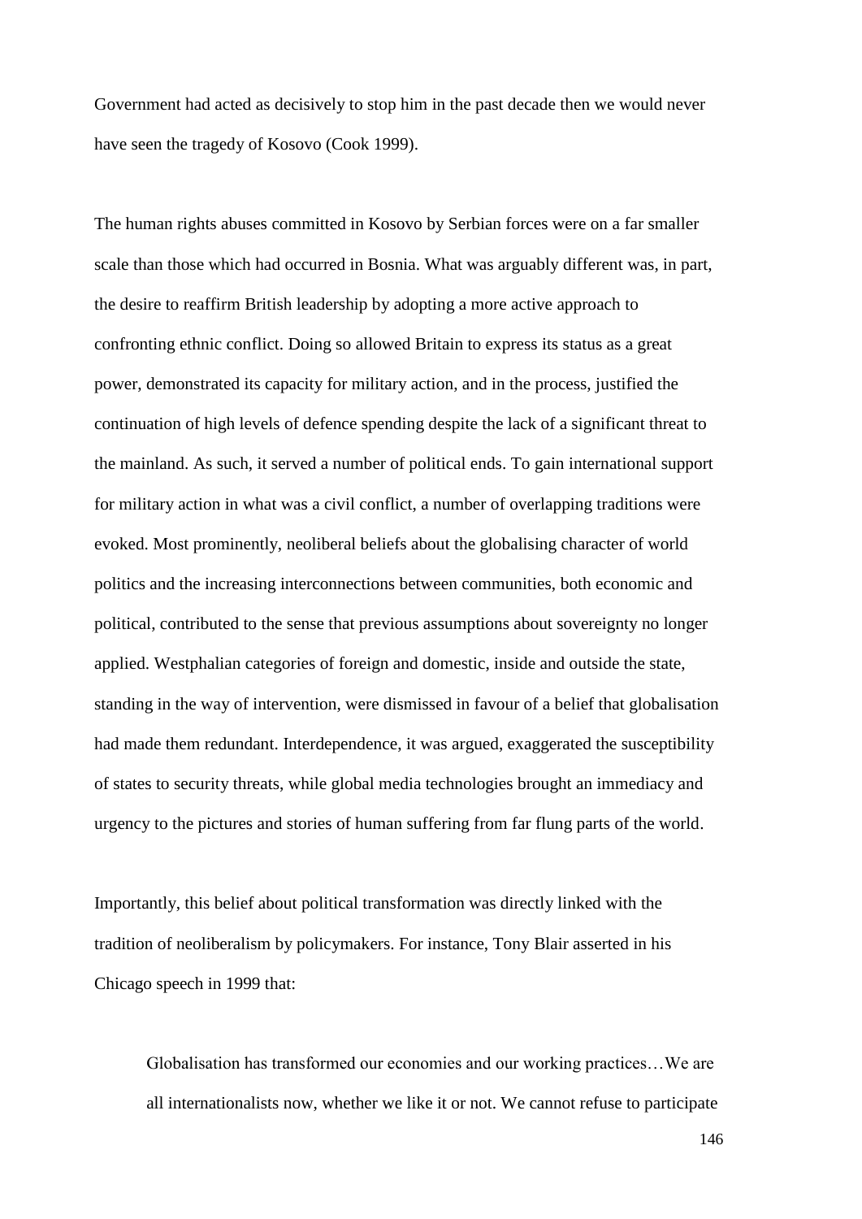Government had acted as decisively to stop him in the past decade then we would never have seen the tragedy of Kosovo (Cook 1999).

The human rights abuses committed in Kosovo by Serbian forces were on a far smaller scale than those which had occurred in Bosnia. What was arguably different was, in part, the desire to reaffirm British leadership by adopting a more active approach to confronting ethnic conflict. Doing so allowed Britain to express its status as a great power, demonstrated its capacity for military action, and in the process, justified the continuation of high levels of defence spending despite the lack of a significant threat to the mainland. As such, it served a number of political ends. To gain international support for military action in what was a civil conflict, a number of overlapping traditions were evoked. Most prominently, neoliberal beliefs about the globalising character of world politics and the increasing interconnections between communities, both economic and political, contributed to the sense that previous assumptions about sovereignty no longer applied. Westphalian categories of foreign and domestic, inside and outside the state, standing in the way of intervention, were dismissed in favour of a belief that globalisation had made them redundant. Interdependence, it was argued, exaggerated the susceptibility of states to security threats, while global media technologies brought an immediacy and urgency to the pictures and stories of human suffering from far flung parts of the world.

Importantly, this belief about political transformation was directly linked with the tradition of neoliberalism by policymakers. For instance, Tony Blair asserted in his Chicago speech in 1999 that:

> Globalisation has transformed our economies and our working practices…We are all internationalists now, whether we like it or not. We cannot refuse to participate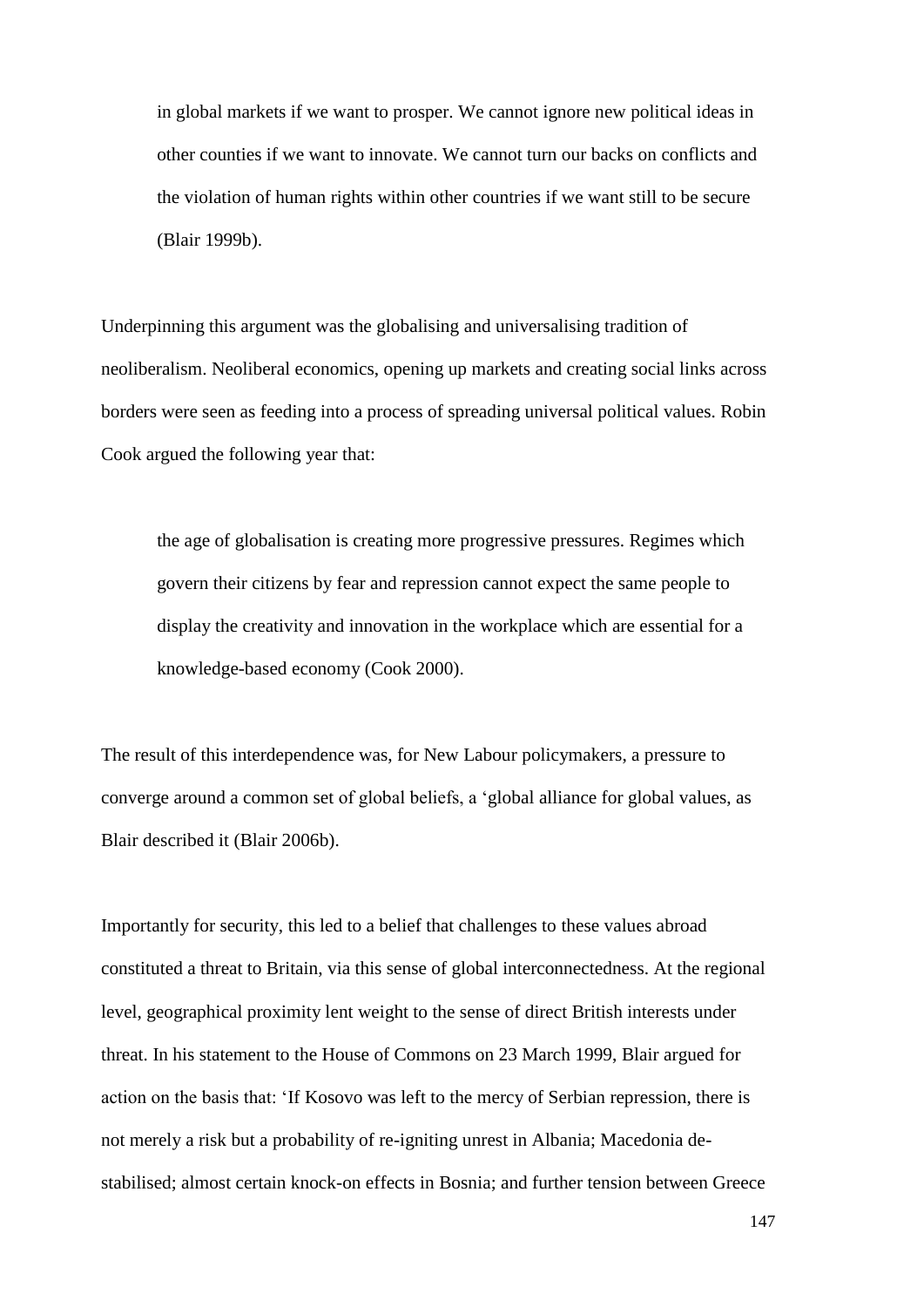> in global markets if we want to prosper. We cannot ignore new political ideas in other counties if we want to innovate. We cannot turn our backs on conflicts and the violation of human rights within other countries if we want still to be secure (Blair 1999b).

Underpinning this argument was the globalising and universalising tradition of neoliberalism. Neoliberal economics, opening up markets and creating social links across borders were seen as feeding into a process of spreading universal political values. Robin Cook argued the following year that:

> the age of globalisation is creating more progressive pressures. Regimes which govern their citizens by fear and repression cannot expect the same people to display the creativity and innovation in the workplace which are essential for a knowledge-based economy (Cook 2000).

The result of this interdependence was, for New Labour policymakers, a pressure to converge around a common set of global beliefs, a 'global alliance for global values, as Blair described it (Blair 2006b).

Importantly for security, this led to a belief that challenges to these values abroad constituted a threat to Britain, via this sense of global interconnectedness. At the regional level, geographical proximity lent weight to the sense of direct British interests under threat. In his statement to the House of Commons on 23 March 1999, Blair argued for action on the basis that: 'If Kosovo was left to the mercy of Serbian repression, there is not merely a risk but a probability of re-igniting unrest in Albania; Macedonia de-stabilised; almost certain knock-on effects in Bosnia; and further tension between Greece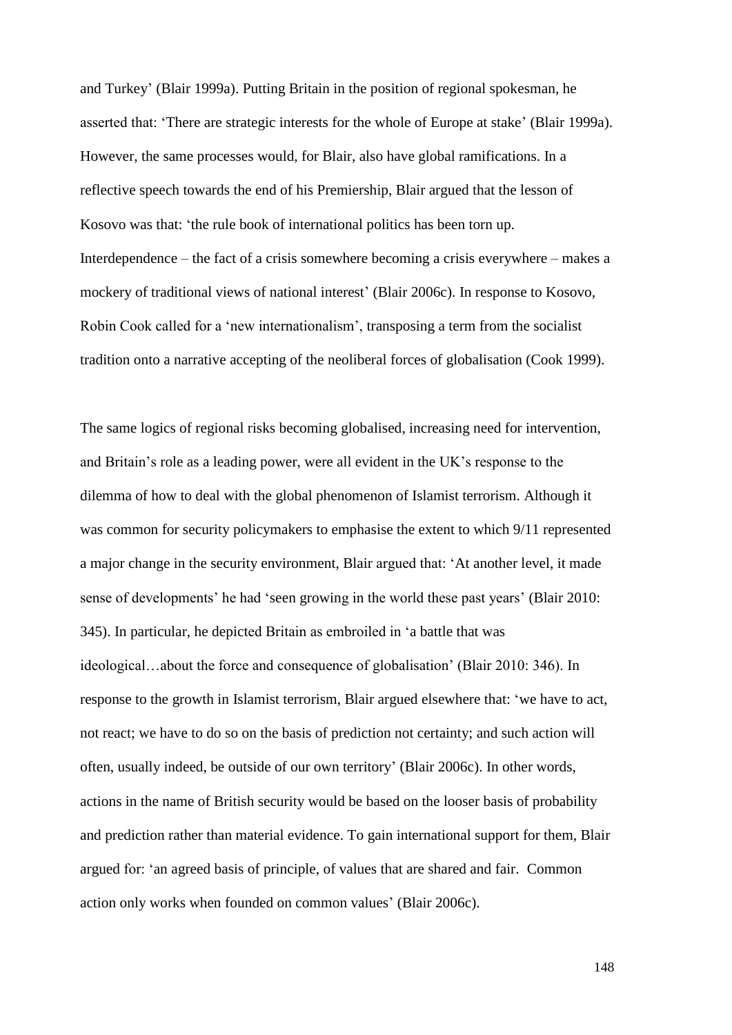and Turkey' (Blair 1999a). Putting Britain in the position of regional spokesman, he asserted that: 'There are strategic interests for the whole of Europe at stake' (Blair 1999a). However, the same processes would, for Blair, also have global ramifications. In a reflective speech towards the end of his Premiership, Blair argued that the lesson of Kosovo was that: 'the rule book of international politics has been torn up. Interdependence – the fact of a crisis somewhere becoming a crisis everywhere – makes a mockery of traditional views of national interest' (Blair 2006c). In response to Kosovo, Robin Cook called for a 'new internationalism', transposing a term from the socialist tradition onto a narrative accepting of the neoliberal forces of globalisation (Cook 1999).

The same logics of regional risks becoming globalised, increasing need for intervention, and Britain's role as a leading power, were all evident in the UK's response to the dilemma of how to deal with the global phenomenon of Islamist terrorism. Although it was common for security policymakers to emphasise the extent to which 9/11 represented a major change in the security environment, Blair argued that: 'At another level, it made sense of developments' he had 'seen growing in the world these past years' (Blair 2010: 345). In particular, he depicted Britain as embroiled in 'a battle that was ideological…about the force and consequence of globalisation' (Blair 2010: 346). In response to the growth in Islamist terrorism, Blair argued elsewhere that: 'we have to act, not react; we have to do so on the basis of prediction not certainty; and such action will often, usually indeed, be outside of our own territory' (Blair 2006c). In other words, actions in the name of British security would be based on the looser basis of probability and prediction rather than material evidence. To gain international support for them, Blair argued for: 'an agreed basis of principle, of values that are shared and fair. Common action only works when founded on common values' (Blair 2006c).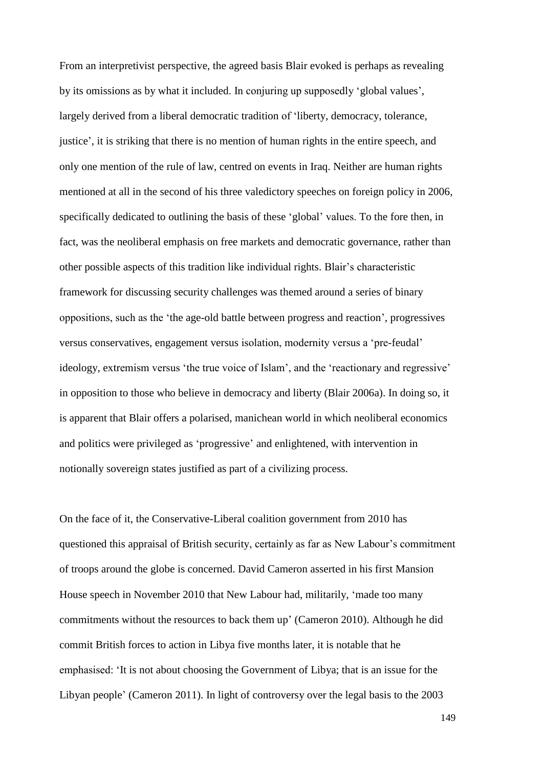From an interpretivist perspective, the agreed basis Blair evoked is perhaps as revealing by its omissions as by what it included. In conjuring up supposedly 'global values', largely derived from a liberal democratic tradition of 'liberty, democracy, tolerance, justice', it is striking that there is no mention of human rights in the entire speech, and only one mention of the rule of law, centred on events in Iraq. Neither are human rights mentioned at all in the second of his three valedictory speeches on foreign policy in 2006, specifically dedicated to outlining the basis of these 'global' values. To the fore then, in fact, was the neoliberal emphasis on free markets and democratic governance, rather than other possible aspects of this tradition like individual rights. Blair's characteristic framework for discussing security challenges was themed around a series of binary oppositions, such as the 'the age-old battle between progress and reaction', progressives versus conservatives, engagement versus isolation, modernity versus a 'pre-feudal' ideology, extremism versus 'the true voice of Islam', and the 'reactionary and regressive' in opposition to those who believe in democracy and liberty (Blair 2006a). In doing so, it is apparent that Blair offers a polarised, manichean world in which neoliberal economics and politics were privileged as 'progressive' and enlightened, with intervention in notionally sovereign states justified as part of a civilizing process.

On the face of it, the Conservative-Liberal coalition government from 2010 has questioned this appraisal of British security, certainly as far as New Labour's commitment of troops around the globe is concerned. David Cameron asserted in his first Mansion House speech in November 2010 that New Labour had, militarily, 'made too many commitments without the resources to back them up' (Cameron 2010). Although he did commit British forces to action in Libya five months later, it is notable that he emphasised: 'It is not about choosing the Government of Libya; that is an issue for the Libyan people' (Cameron 2011). In light of controversy over the legal basis to the 2003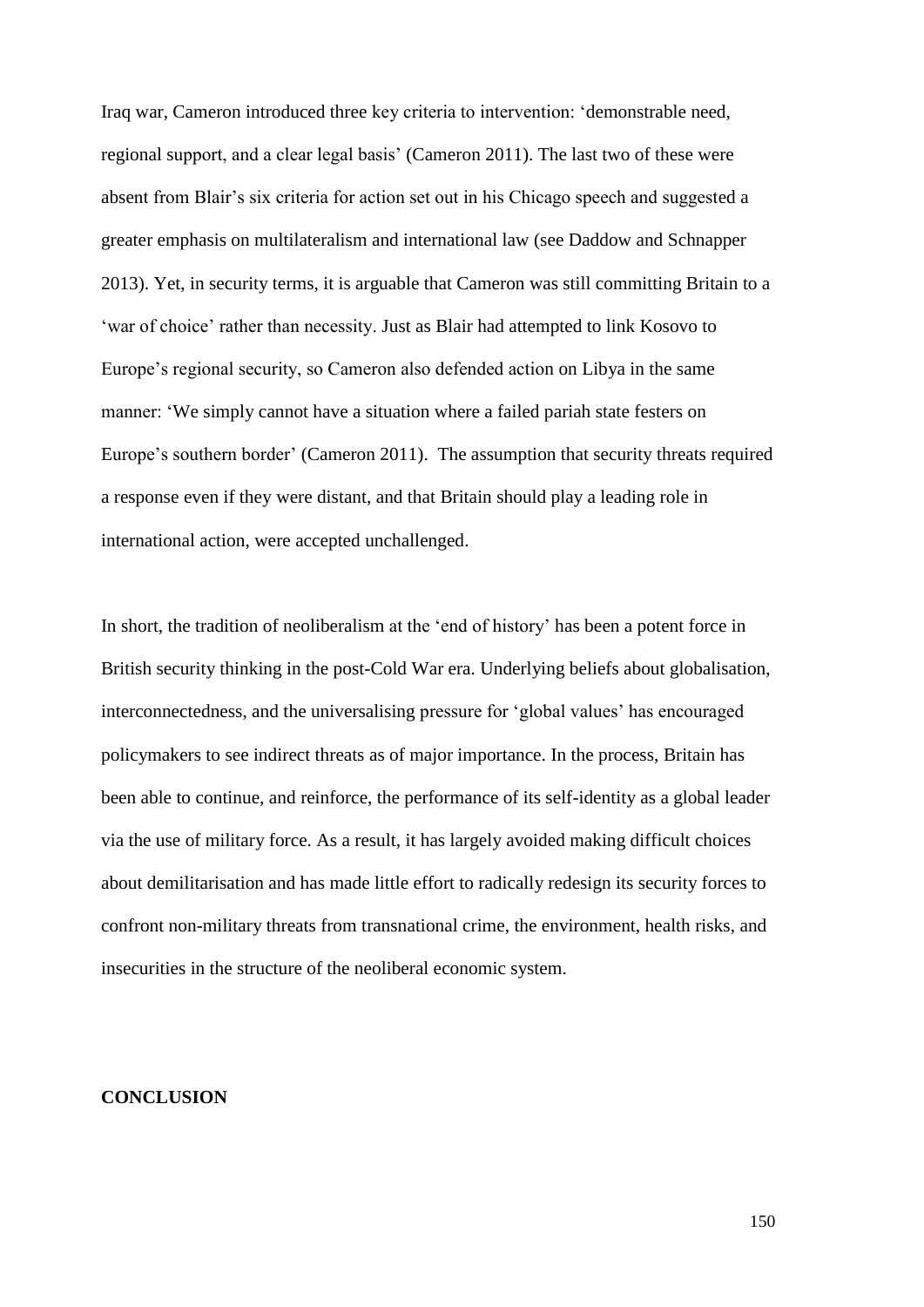Iraq war, Cameron introduced three key criteria to intervention: 'demonstrable need, regional support, and a clear legal basis' (Cameron 2011). The last two of these were absent from Blair's six criteria for action set out in his Chicago speech and suggested a greater emphasis on multilateralism and international law (see Daddow and Schnapper 2013). Yet, in security terms, it is arguable that Cameron was still committing Britain to a 'war of choice' rather than necessity. Just as Blair had attempted to link Kosovo to Europe's regional security, so Cameron also defended action on Libya in the same manner: 'We simply cannot have a situation where a failed pariah state festers on Europe's southern border' (Cameron 2011). The assumption that security threats required a response even if they were distant, and that Britain should play a leading role in international action, were accepted unchallenged.

In short, the tradition of neoliberalism at the 'end of history' has been a potent force in British security thinking in the post-Cold War era. Underlying beliefs about globalisation, interconnectedness, and the universalising pressure for 'global values' has encouraged policymakers to see indirect threats as of major importance. In the process, Britain has been able to continue, and reinforce, the performance of its self-identity as a global leader via the use of military force. As a result, it has largely avoided making difficult choices about demilitarisation and has made little effort to radically redesign its security forces to confront non-military threats from transnational crime, the environment, health risks, and insecurities in the structure of the neoliberal economic system.

## CONCLUSION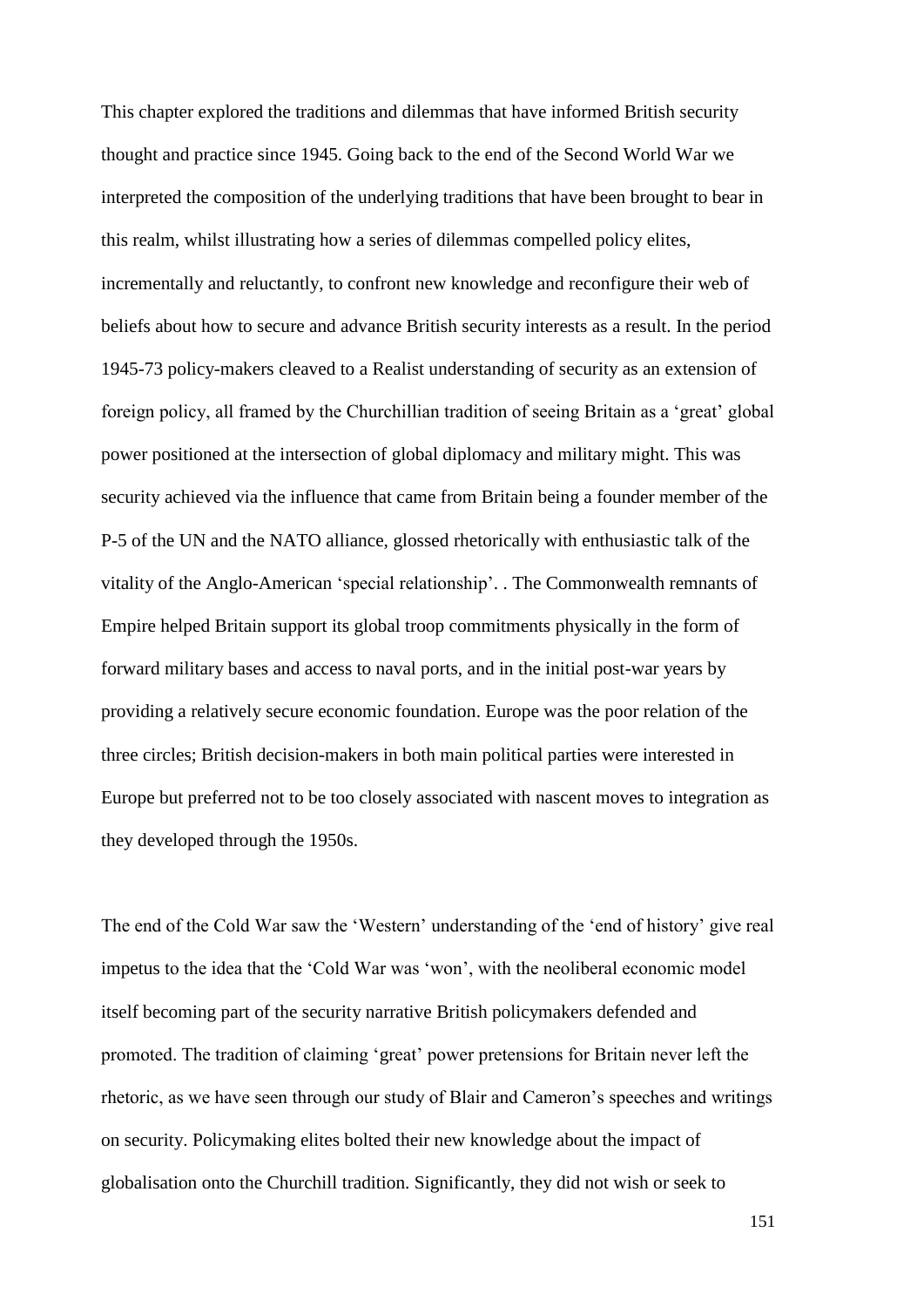This chapter explored the traditions and dilemmas that have informed British security thought and practice since 1945. Going back to the end of the Second World War we interpreted the composition of the underlying traditions that have been brought to bear in this realm, whilst illustrating how a series of dilemmas compelled policy elites, incrementally and reluctantly, to confront new knowledge and reconfigure their web of beliefs about how to secure and advance British security interests as a result. In the period 1945-73 policy-makers cleaved to a Realist understanding of security as an extension of foreign policy, all framed by the Churchillian tradition of seeing Britain as a 'great' global power positioned at the intersection of global diplomacy and military might. This was security achieved via the influence that came from Britain being a founder member of the P-5 of the UN and the NATO alliance, glossed rhetorically with enthusiastic talk of the vitality of the Anglo-American 'special relationship'. . The Commonwealth remnants of Empire helped Britain support its global troop commitments physically in the form of forward military bases and access to naval ports, and in the initial post-war years by providing a relatively secure economic foundation. Europe was the poor relation of the three circles; British decision-makers in both main political parties were interested in Europe but preferred not to be too closely associated with nascent moves to integration as they developed through the 1950s.

The end of the Cold War saw the 'Western' understanding of the 'end of history' give real impetus to the idea that the 'Cold War was 'won', with the neoliberal economic model itself becoming part of the security narrative British policymakers defended and promoted. The tradition of claiming 'great' power pretensions for Britain never left the rhetoric, as we have seen through our study of Blair and Cameron's speeches and writings on security. Policymaking elites bolted their new knowledge about the impact of globalisation onto the Churchill tradition. Significantly, they did not wish or seek to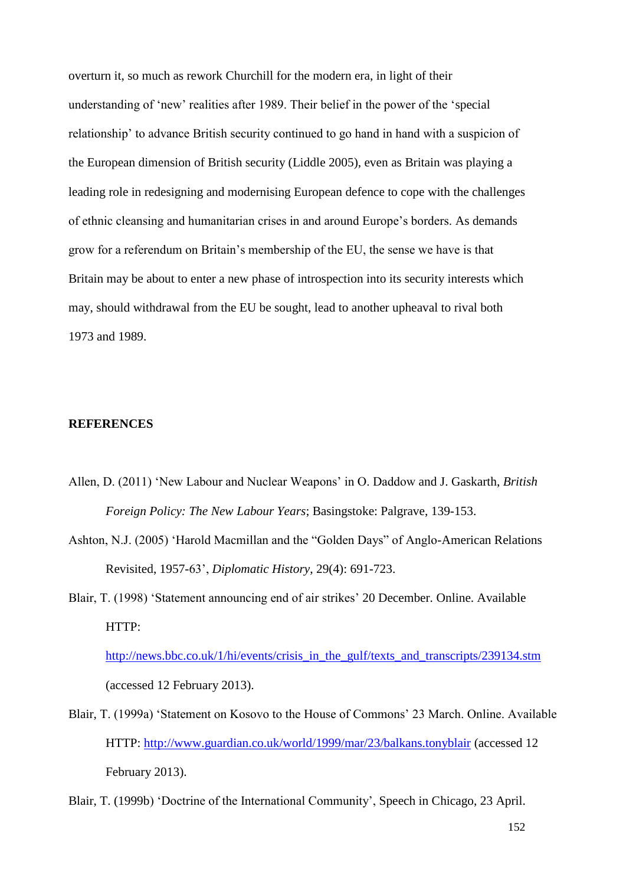overturn it, so much as rework Churchill for the modern era, in light of their understanding of 'new' realities after 1989. Their belief in the power of the 'special relationship' to advance British security continued to go hand in hand with a suspicion of the European dimension of British security (Liddle 2005), even as Britain was playing a leading role in redesigning and modernising European defence to cope with the challenges of ethnic cleansing and humanitarian crises in and around Europe's borders. As demands grow for a referendum on Britain's membership of the EU, the sense we have is that Britain may be about to enter a new phase of introspection into its security interests which may, should withdrawal from the EU be sought, lead to another upheaval to rival both 1973 and 1989.

**REFERENCES**

Allen, D. (2011) 'New Labour and Nuclear Weapons' in O. Daddow and J. Gaskarth, *British Foreign Policy: The New Labour Years*; Basingstoke: Palgrave, 139-153.

Ashton, N.J. (2005) 'Harold Macmillan and the "Golden Days" of Anglo-American Relations Revisited, 1957-63', *Diplomatic History*, 29(4): 691-723.

Blair, T. (1998) 'Statement announcing end of air strikes' 20 December. Online. Available HTTP: http://news.bbc.co.uk/1/hi/events/crisis_in_the_gulf/texts_and_transcripts/239134.stm (accessed 12 February 2013).

Blair, T. (1999a) 'Statement on Kosovo to the House of Commons' 23 March. Online. Available HTTP: http://www.guardian.co.uk/world/1999/mar/23/balkans.tonyblair (accessed 12 February 2013).

Blair, T. (1999b) 'Doctrine of the International Community', Speech in Chicago, 23 April.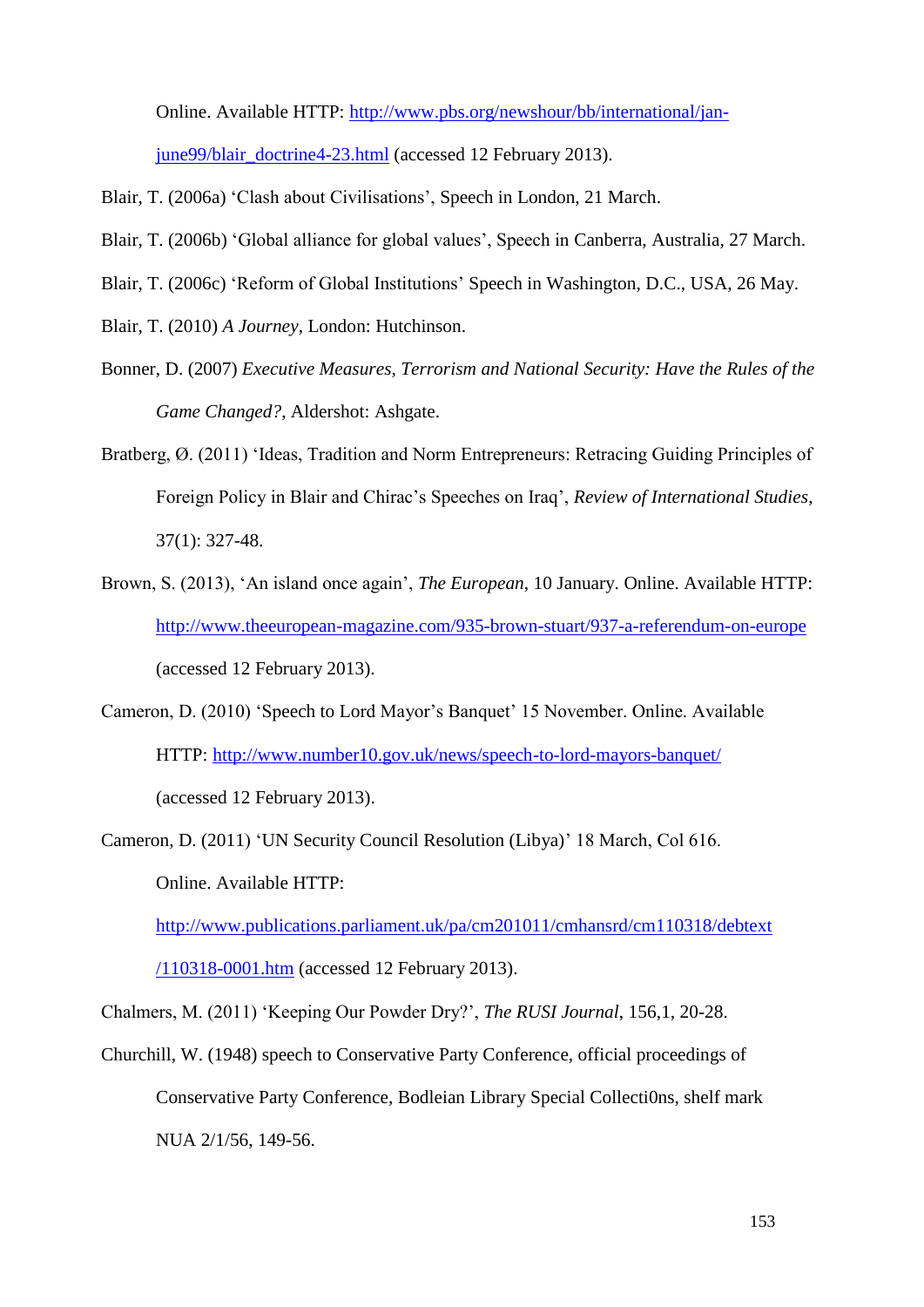Online. Available HTTP: http://www.pbs.org/newshour/bb/international/jan-june99/blair_doctrine4-23.html (accessed 12 February 2013).

Blair, T. (2006a) 'Clash about Civilisations', Speech in London, 21 March.

Blair, T. (2006b) 'Global alliance for global values', Speech in Canberra, Australia, 27 March.

Blair, T. (2006c) 'Reform of Global Institutions' Speech in Washington, D.C., USA, 26 May.

Blair, T. (2010) *A Journey*, London: Hutchinson.

Bonner, D. (2007) *Executive Measures, Terrorism and National Security: Have the Rules of the Game Changed?*, Aldershot: Ashgate.

Bratberg, Ø. (2011) 'Ideas, Tradition and Norm Entrepreneurs: Retracing Guiding Principles of Foreign Policy in Blair and Chirac's Speeches on Iraq', *Review of International Studies*, 37(1): 327-48.

Brown, S. (2013), 'An island once again', *The European*, 10 January. Online. Available HTTP: http://www.theeuropean-magazine.com/935-brown-stuart/937-a-referendum-on-europe (accessed 12 February 2013).

Cameron, D. (2010) 'Speech to Lord Mayor's Banquet' 15 November. Online. Available HTTP: http://www.number10.gov.uk/news/speech-to-lord-mayors-banquet/ (accessed 12 February 2013).

Cameron, D. (2011) 'UN Security Council Resolution (Libya)' 18 March, Col 616. Online. Available HTTP: http://www.publications.parliament.uk/pa/cm201011/cmhansrd/cm110318/debtext/110318-0001.htm (accessed 12 February 2013).

Chalmers, M. (2011) 'Keeping Our Powder Dry?', *The RUSI Journal*, 156,1, 20-28.

Churchill, W. (1948) speech to Conservative Party Conference, official proceedings of Conservative Party Conference, Bodleian Library Special Collecti0ns, shelf mark NUA 2/1/56, 149-56.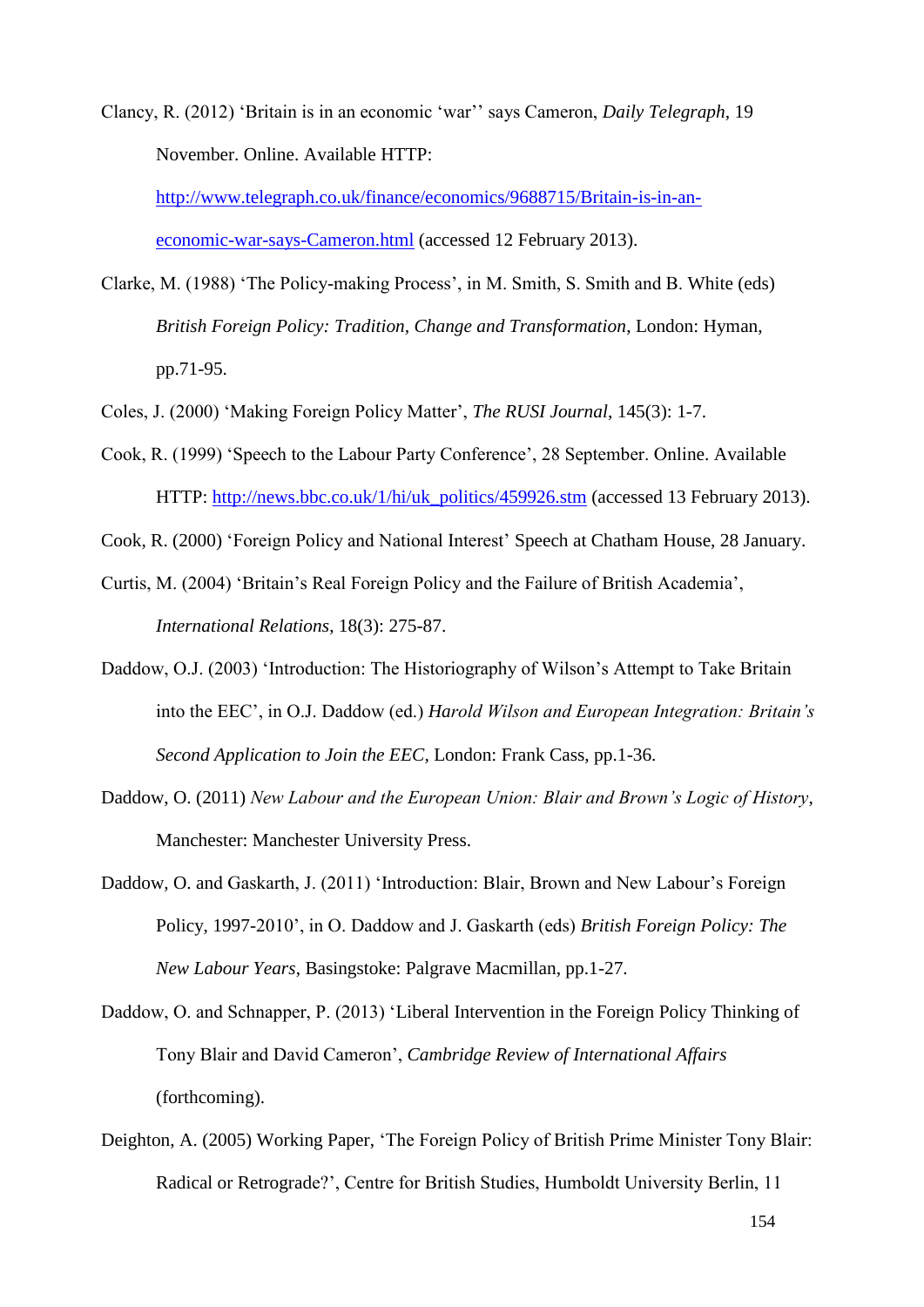Clancy, R. (2012) 'Britain is in an economic 'war'' says Cameron, *Daily Telegraph*, 19 November. Online. Available HTTP: http://www.telegraph.co.uk/finance/economics/9688715/Britain-is-in-an-economic-war-says-Cameron.html (accessed 12 February 2013).

Clarke, M. (1988) 'The Policy-making Process', in M. Smith, S. Smith and B. White (eds) *British Foreign Policy: Tradition, Change and Transformation*, London: Hyman, pp.71-95.

Coles, J. (2000) 'Making Foreign Policy Matter', *The RUSI Journal*, 145(3): 1-7.

Cook, R. (1999) 'Speech to the Labour Party Conference', 28 September. Online. Available HTTP: http://news.bbc.co.uk/1/hi/uk_politics/459926.stm (accessed 13 February 2013).

Cook, R. (2000) 'Foreign Policy and National Interest' Speech at Chatham House, 28 January.

Curtis, M. (2004) 'Britain's Real Foreign Policy and the Failure of British Academia', *International Relations*, 18(3): 275-87.

Daddow, O.J. (2003) 'Introduction: The Historiography of Wilson's Attempt to Take Britain into the EEC', in O.J. Daddow (ed.) *Harold Wilson and European Integration: Britain's Second Application to Join the EEC*, London: Frank Cass, pp.1-36.

Daddow, O. (2011) *New Labour and the European Union: Blair and Brown's Logic of History*, Manchester: Manchester University Press.

Daddow, O. and Gaskarth, J. (2011) 'Introduction: Blair, Brown and New Labour's Foreign Policy, 1997-2010', in O. Daddow and J. Gaskarth (eds) *British Foreign Policy: The New Labour Years*, Basingstoke: Palgrave Macmillan, pp.1-27.

Daddow, O. and Schnapper, P. (2013) 'Liberal Intervention in the Foreign Policy Thinking of Tony Blair and David Cameron', *Cambridge Review of International Affairs* (forthcoming).

Deighton, A. (2005) Working Paper, 'The Foreign Policy of British Prime Minister Tony Blair: Radical or Retrograde?', Centre for British Studies, Humboldt University Berlin, 11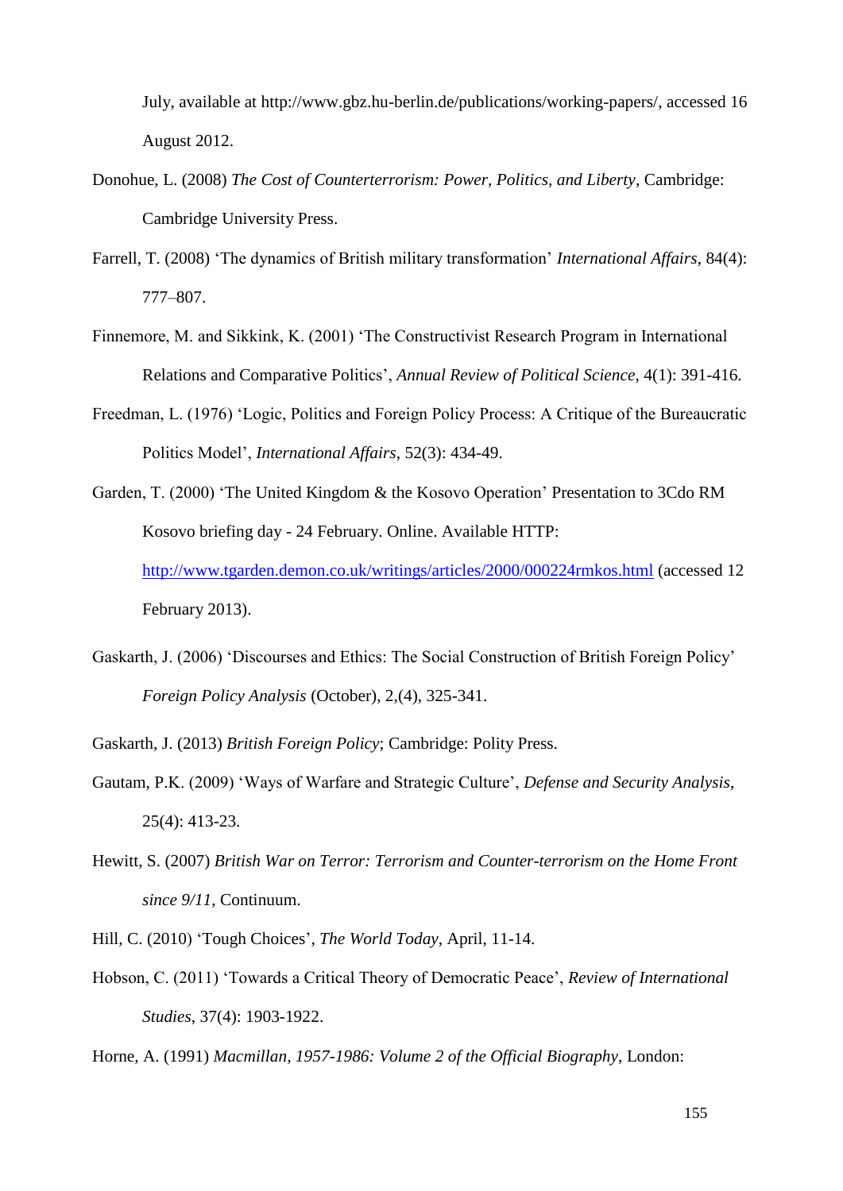July, available at http://www.gbz.hu-berlin.de/publications/working-papers/, accessed 16 August 2012.

Donohue, L. (2008) *The Cost of Counterterrorism: Power, Politics, and Liberty*, Cambridge: Cambridge University Press.

Farrell, T. (2008) 'The dynamics of British military transformation' *International Affairs*, 84(4): 777–807.

Finnemore, M. and Sikkink, K. (2001) 'The Constructivist Research Program in International Relations and Comparative Politics', *Annual Review of Political Science*, 4(1): 391-416.

Freedman, L. (1976) 'Logic, Politics and Foreign Policy Process: A Critique of the Bureaucratic Politics Model', *International Affairs*, 52(3): 434-49.

Garden, T. (2000) 'The United Kingdom & the Kosovo Operation' Presentation to 3Cdo RM Kosovo briefing day - 24 February. Online. Available HTTP: http://www.tgarden.demon.co.uk/writings/articles/2000/000224rmkos.html (accessed 12 February 2013).

Gaskarth, J. (2006) 'Discourses and Ethics: The Social Construction of British Foreign Policy' *Foreign Policy Analysis* (October), 2,(4), 325-341.

Gaskarth, J. (2013) *British Foreign Policy*; Cambridge: Polity Press.

Gautam, P.K. (2009) 'Ways of Warfare and Strategic Culture', *Defense and Security Analysis*, 25(4): 413-23.

Hewitt, S. (2007) *British War on Terror: Terrorism and Counter-terrorism on the Home Front since 9/11*, Continuum.

Hill, C. (2010) 'Tough Choices', *The World Today*, April, 11-14.

Hobson, C. (2011) 'Towards a Critical Theory of Democratic Peace', *Review of International Studies*, 37(4): 1903-1922.

Horne, A. (1991) *Macmillan, 1957-1986: Volume 2 of the Official Biography*, London: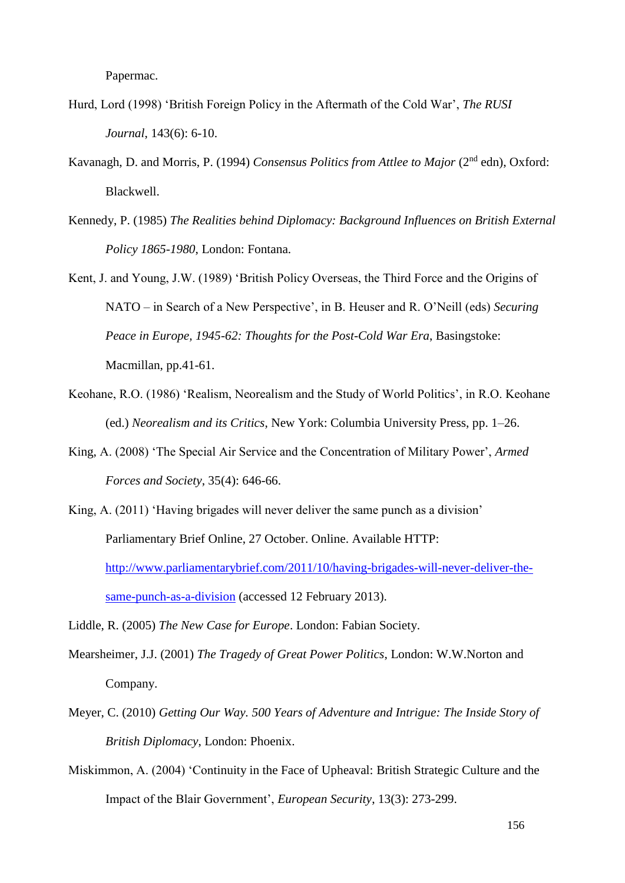Papermac.

Hurd, Lord (1998) ‘British Foreign Policy in the Aftermath of the Cold War’, *The RUSI Journal*, 143(6): 6-10.

Kavanagh, D. and Morris, P. (1994) *Consensus Politics from Attlee to Major* (2nd edn), Oxford: Blackwell.

Kennedy, P. (1985) *The Realities behind Diplomacy: Background Influences on British External Policy 1865-1980*, London: Fontana.

Kent, J. and Young, J.W. (1989) ‘British Policy Overseas, the Third Force and the Origins of NATO – in Search of a New Perspective’, in B. Heuser and R. O’Neill (eds) *Securing Peace in Europe, 1945-62: Thoughts for the Post-Cold War Era*, Basingstoke: Macmillan, pp.41-61.

Keohane, R.O. (1986) ‘Realism, Neorealism and the Study of World Politics’, in R.O. Keohane (ed.) *Neorealism and its Critics*, New York: Columbia University Press, pp. 1–26.

King, A. (2008) ‘The Special Air Service and the Concentration of Military Power’, *Armed Forces and Society*, 35(4): 646-66.

King, A. (2011) ‘Having brigades will never deliver the same punch as a division’ Parliamentary Brief Online, 27 October. Online. Available HTTP: [http://www.parliamentarybrief.com/2011/10/having-brigades-will-never-deliver-the-same-punch-as-a-division](http://www.parliamentarybrief.com/2011/10/having-brigades-will-never-deliver-the-same-punch-as-a-division) (accessed 12 February 2013).

Liddle, R. (2005) *The New Case for Europe*. London: Fabian Society.

Mearsheimer, J.J. (2001) *The Tragedy of Great Power Politics*, London: W.W.Norton and Company.

Meyer, C. (2010) *Getting Our Way. 500 Years of Adventure and Intrigue: The Inside Story of British Diplomacy*, London: Phoenix.

Miskimmon, A. (2004) ‘Continuity in the Face of Upheaval: British Strategic Culture and the Impact of the Blair Government’, *European Security*, 13(3): 273-299.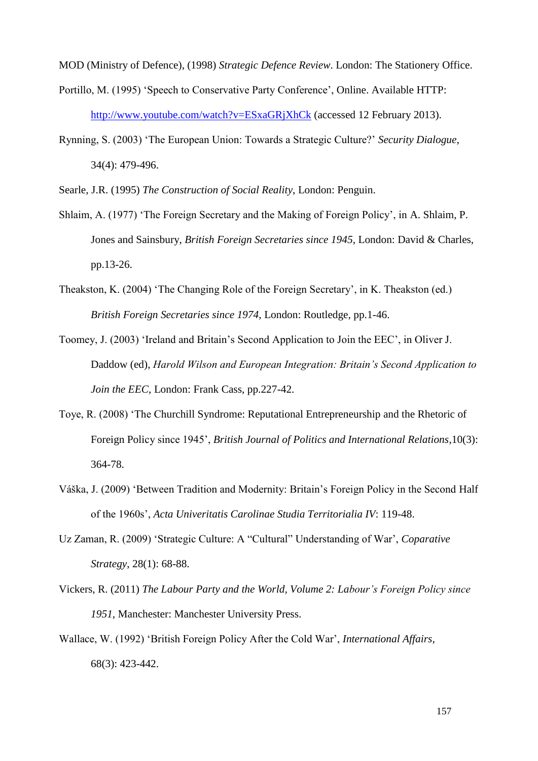MOD (Ministry of Defence), (1998) *Strategic Defence Review*. London: The Stationery Office.

Portillo, M. (1995) 'Speech to Conservative Party Conference', Online. Available HTTP: [http://www.youtube.com/watch?v=ESxaGRjXhCk](http://www.youtube.com/watch?v=ESxaGRjXhCk) (accessed 12 February 2013).

Rynning, S. (2003) 'The European Union: Towards a Strategic Culture?' *Security Dialogue*, 34(4): 479-496.

Searle, J.R. (1995) *The Construction of Social Reality*, London: Penguin.

Shlaim, A. (1977) 'The Foreign Secretary and the Making of Foreign Policy', in A. Shlaim, P. Jones and Sainsbury, *British Foreign Secretaries since 1945*, London: David & Charles, pp.13-26.

Theakston, K. (2004) 'The Changing Role of the Foreign Secretary', in K. Theakston (ed.) *British Foreign Secretaries since 1974*, London: Routledge, pp.1-46.

Toomey, J. (2003) 'Ireland and Britain's Second Application to Join the EEC', in Oliver J. Daddow (ed), *Harold Wilson and European Integration: Britain's Second Application to Join the EEC*, London: Frank Cass, pp.227-42.

Toye, R. (2008) 'The Churchill Syndrome: Reputational Entrepreneurship and the Rhetoric of Foreign Policy since 1945', *British Journal of Politics and International Relations*,10(3): 364-78.

Váška, J. (2009) 'Between Tradition and Modernity: Britain's Foreign Policy in the Second Half of the 1960s', *Acta Univeritatis Carolinae Studia Territorialia IV*: 119-48.

Uz Zaman, R. (2009) 'Strategic Culture: A "Cultural" Understanding of War', *Coparative Strategy*, 28(1): 68-88.

Vickers, R. (2011) *The Labour Party and the World, Volume 2: Labour's Foreign Policy since 1951*, Manchester: Manchester University Press.

Wallace, W. (1992) 'British Foreign Policy After the Cold War', *International Affairs*, 68(3): 423-442.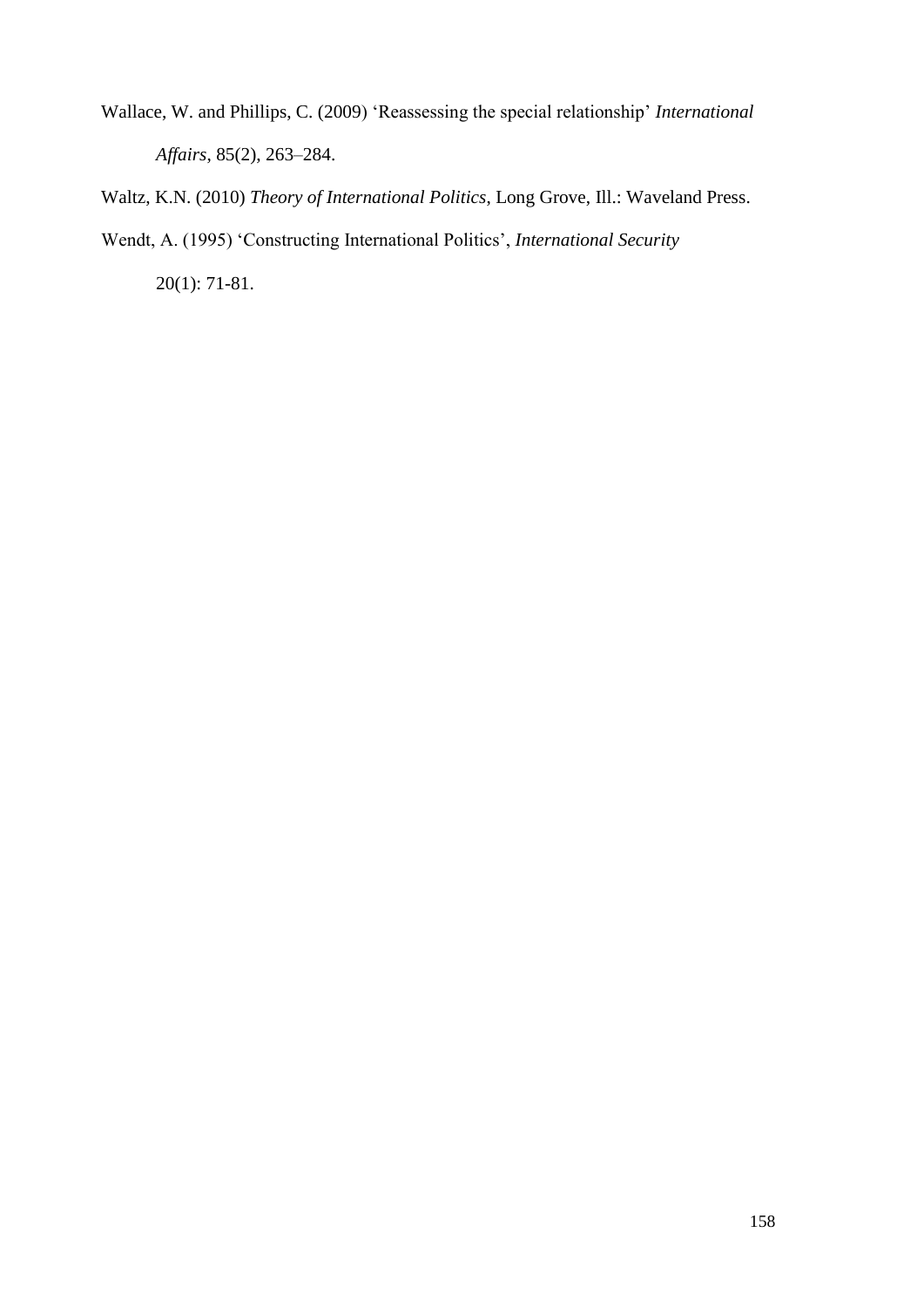Wallace, W. and Phillips, C. (2009) 'Reassessing the special relationship' *International Affairs*, 85(2), 263–284.

Waltz, K.N. (2010) *Theory of International Politics*, Long Grove, Ill.: Waveland Press.

Wendt, A. (1995) 'Constructing International Politics', *International Security* 20(1): 71-81.